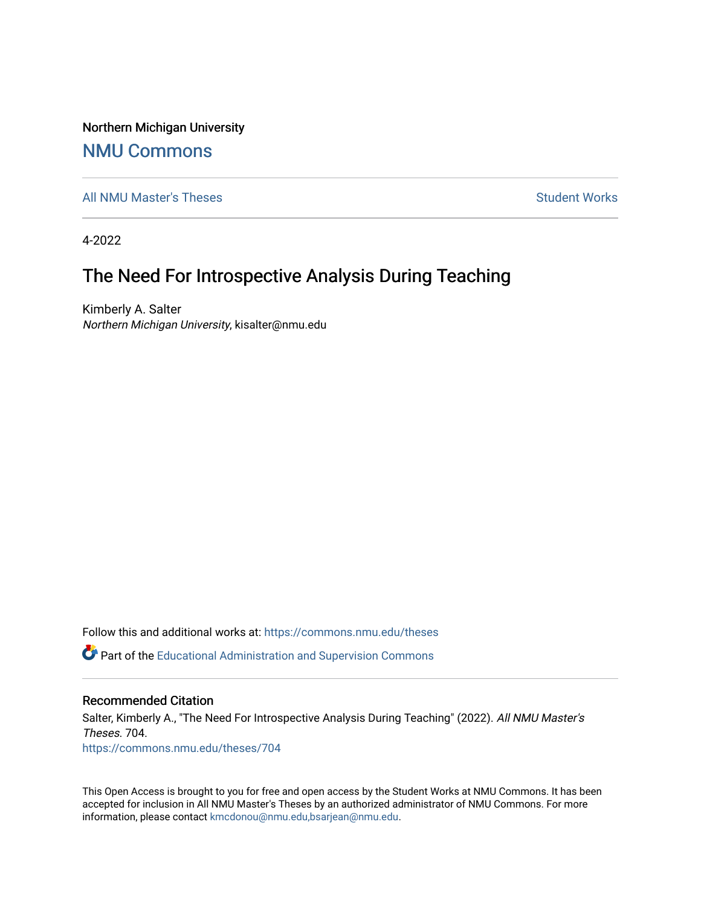Northern Michigan University

# NMU Commons

All NMU Master's Theses | Student Works

4-2022

## The Need For Introspective Analysis During Teaching

Kimberly A. Salter
*Northern Michigan University*, kisalter@nmu.edu

Follow this and additional works at: https://commons.nmu.edu/theses

Part of the Educational Administration and Supervision Commons

### Recommended Citation

Salter, Kimberly A., "The Need For Introspective Analysis During Teaching" (2022). *All NMU Master's Theses*. 704.
https://commons.nmu.edu/theses/704

This Open Access is brought to you for free and open access by the Student Works at NMU Commons. It has been accepted for inclusion in All NMU Master's Theses by an authorized administrator of NMU Commons. For more information, please contact kmcdonou@nmu.edu,bsarjean@nmu.edu.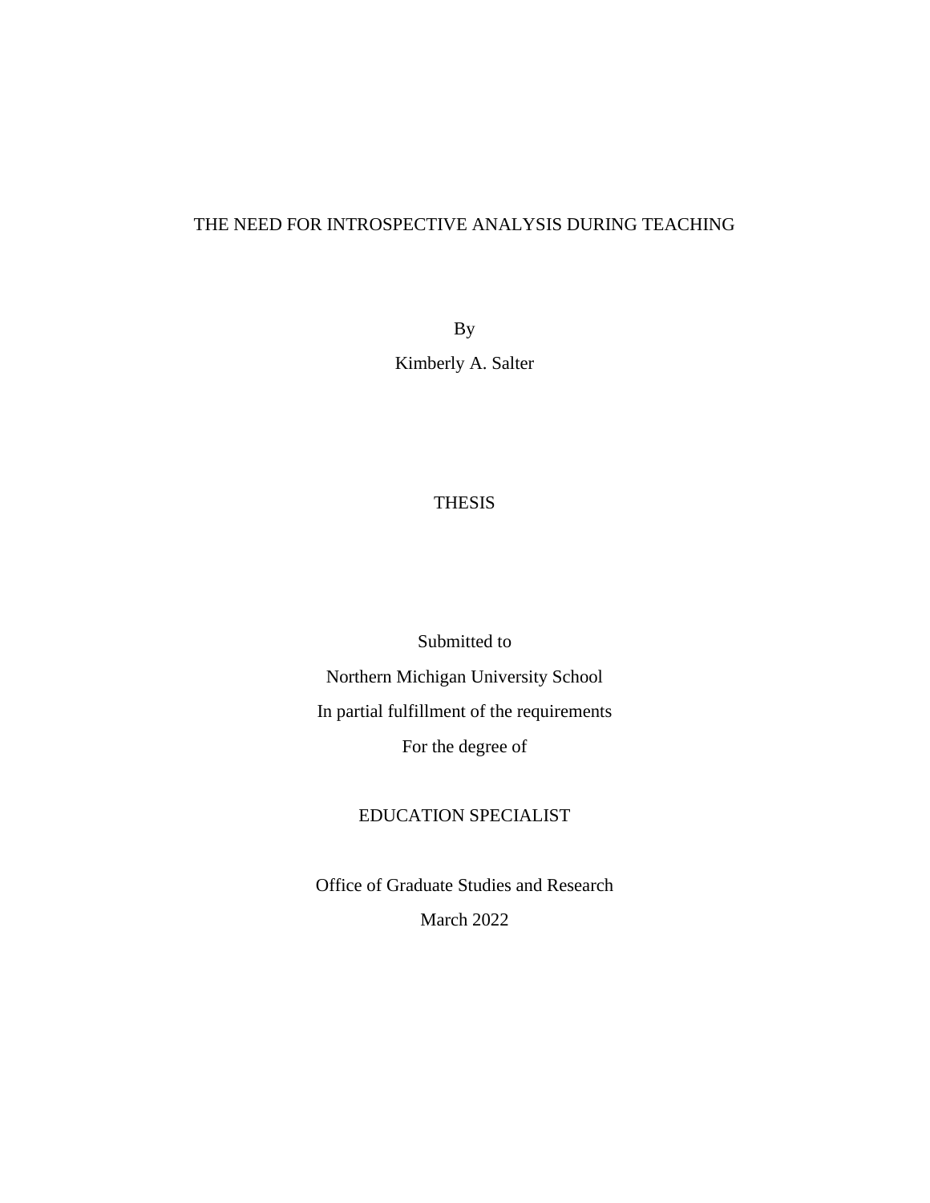THE NEED FOR INTROSPECTIVE ANALYSIS DURING TEACHING

By

Kimberly A. Salter

THESIS

Submitted to

Northern Michigan University School

In partial fulfillment of the requirements

For the degree of

EDUCATION SPECIALIST

Office of Graduate Studies and Research

March 2022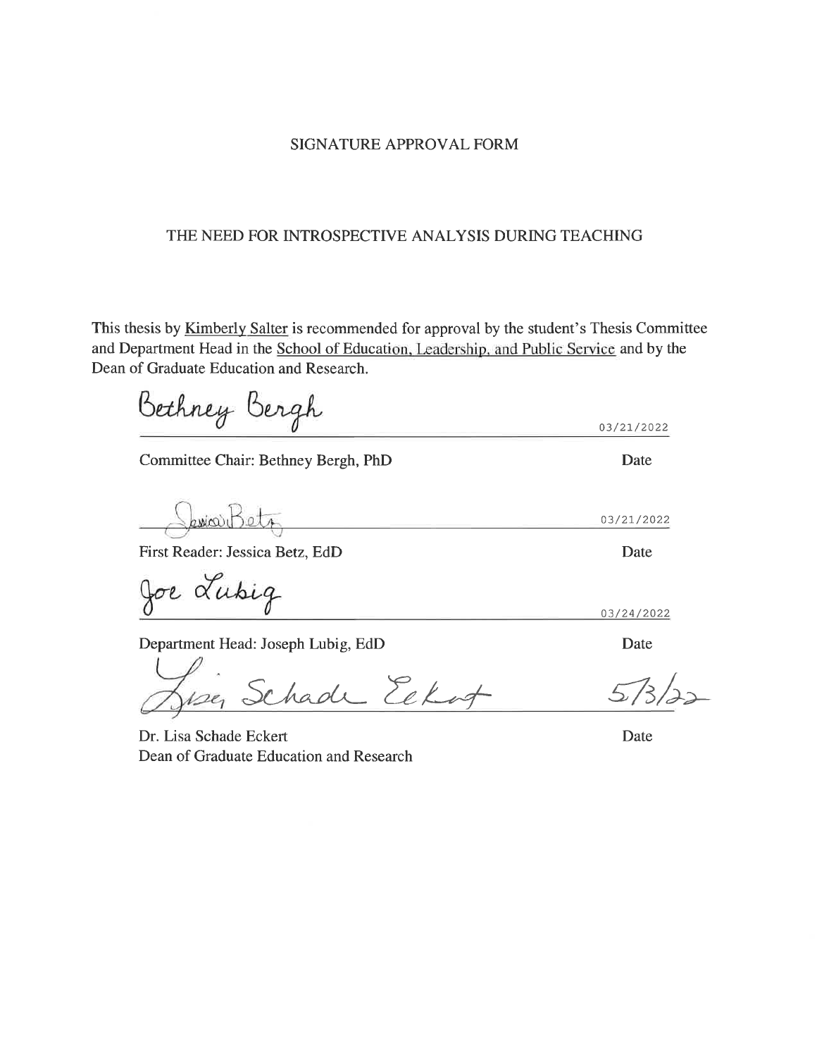SIGNATURE APPROVAL FORM

THE NEED FOR INTROSPECTIVE ANALYSIS DURING TEACHING

This thesis by Kimberly Salter is recommended for approval by the student's Thesis Committee and Department Head in the School of Education, Leadership, and Public Service and by the Dean of Graduate Education and Research.

Bethney Bergh — 03/21/2022

Committee Chair: Bethney Bergh, PhD — Date

Jessica Betz — 03/21/2022

First Reader: Jessica Betz, EdD — Date

Joe Lubig — 03/24/2022

Department Head: Joseph Lubig, EdD — Date

Lisa Schade Eckert — 5/3/22

Dr. Lisa Schade Eckert — Date
Dean of Graduate Education and Research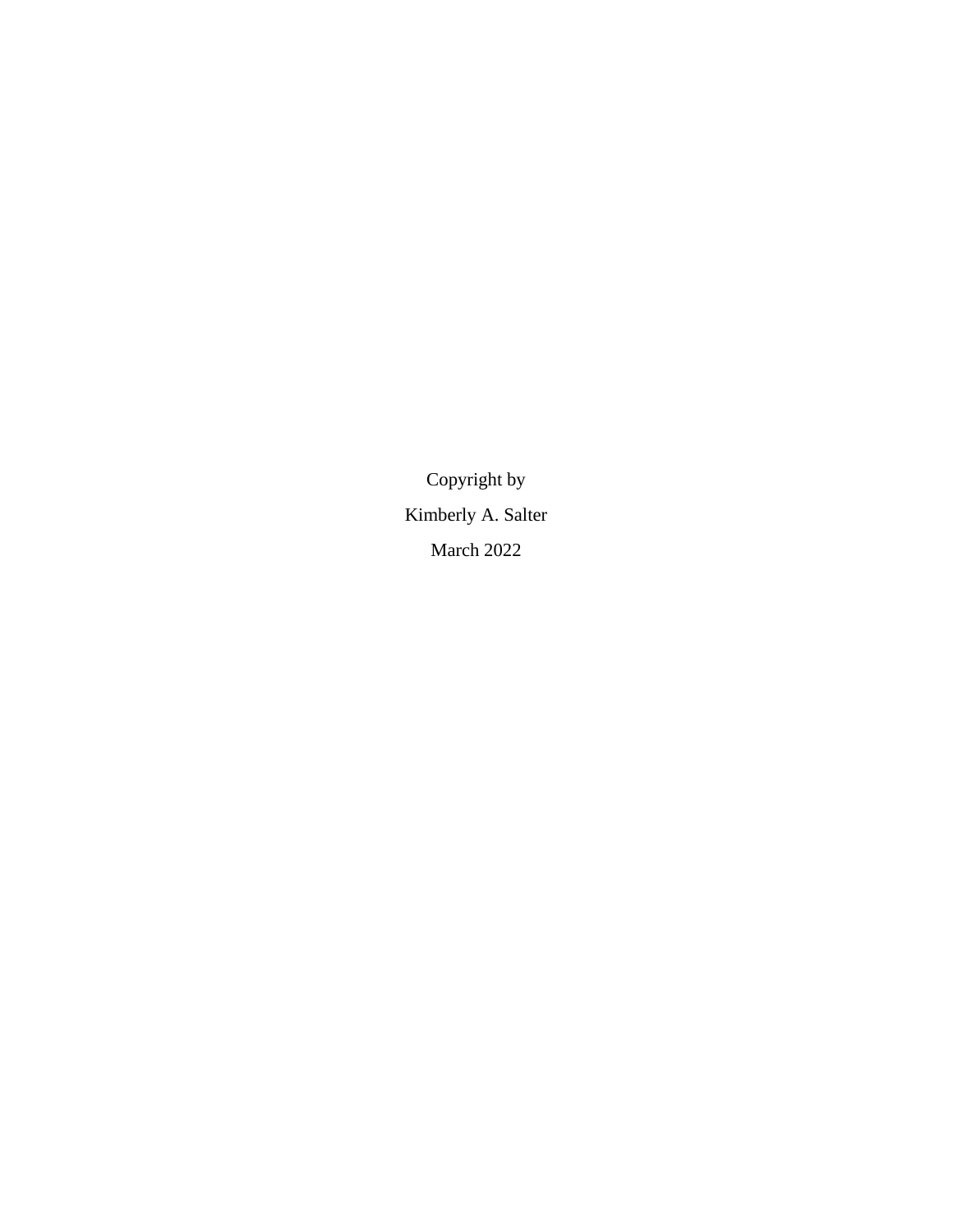Copyright by

Kimberly A. Salter

March 2022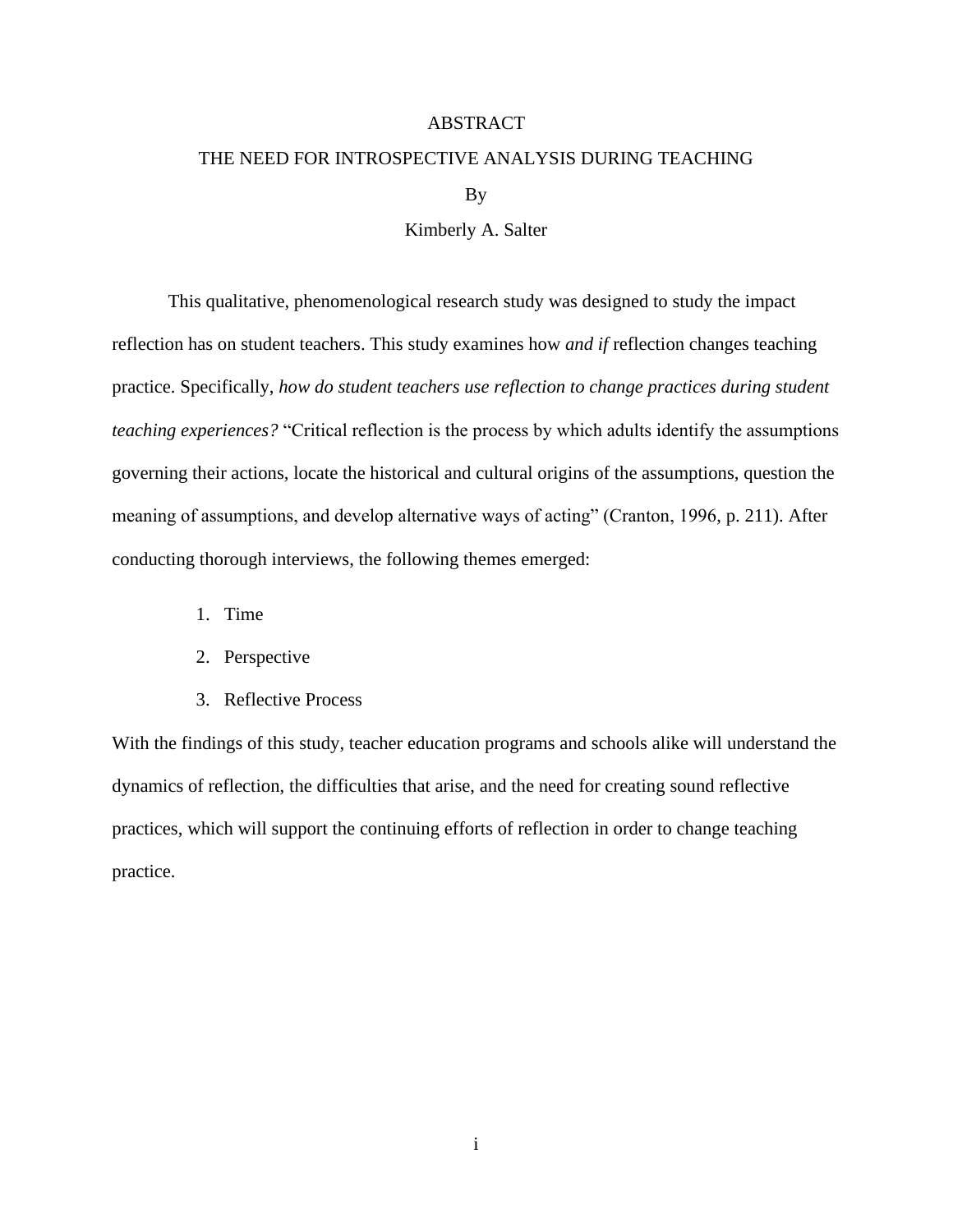# ABSTRACT

## THE NEED FOR INTROSPECTIVE ANALYSIS DURING TEACHING

By

Kimberly A. Salter

This qualitative, phenomenological research study was designed to study the impact reflection has on student teachers. This study examines how *and if* reflection changes teaching practice. Specifically, *how do student teachers use reflection to change practices during student teaching experiences?* "Critical reflection is the process by which adults identify the assumptions governing their actions, locate the historical and cultural origins of the assumptions, question the meaning of assumptions, and develop alternative ways of acting" (Cranton, 1996, p. 211). After conducting thorough interviews, the following themes emerged:

1. Time
2. Perspective
3. Reflective Process

With the findings of this study, teacher education programs and schools alike will understand the dynamics of reflection, the difficulties that arise, and the need for creating sound reflective practices, which will support the continuing efforts of reflection in order to change teaching practice.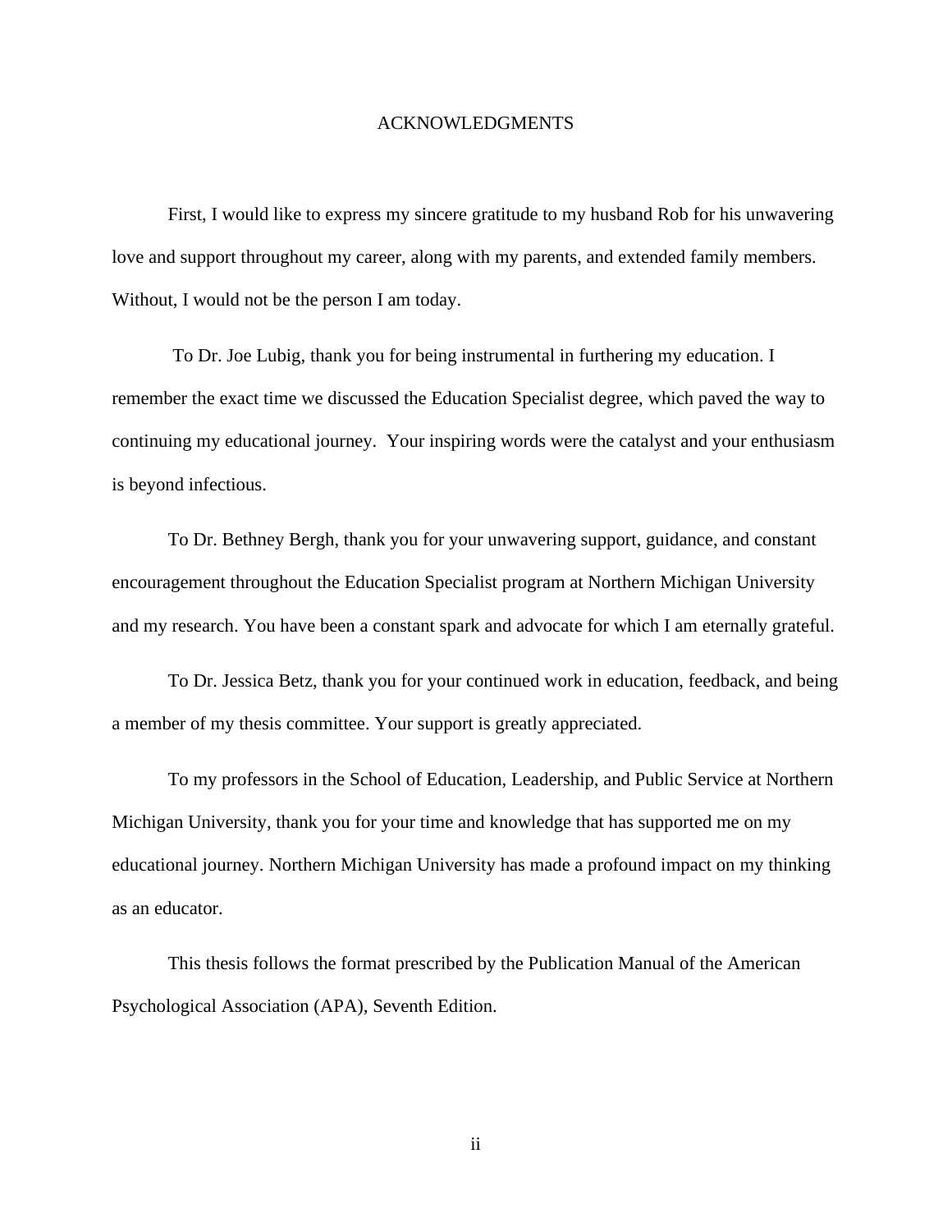# ACKNOWLEDGMENTS

First, I would like to express my sincere gratitude to my husband Rob for his unwavering love and support throughout my career, along with my parents, and extended family members. Without, I would not be the person I am today.

To Dr. Joe Lubig, thank you for being instrumental in furthering my education. I remember the exact time we discussed the Education Specialist degree, which paved the way to continuing my educational journey. Your inspiring words were the catalyst and your enthusiasm is beyond infectious.

To Dr. Bethney Bergh, thank you for your unwavering support, guidance, and constant encouragement throughout the Education Specialist program at Northern Michigan University and my research. You have been a constant spark and advocate for which I am eternally grateful.

To Dr. Jessica Betz, thank you for your continued work in education, feedback, and being a member of my thesis committee. Your support is greatly appreciated.

To my professors in the School of Education, Leadership, and Public Service at Northern Michigan University, thank you for your time and knowledge that has supported me on my educational journey. Northern Michigan University has made a profound impact on my thinking as an educator.

This thesis follows the format prescribed by the Publication Manual of the American Psychological Association (APA), Seventh Edition.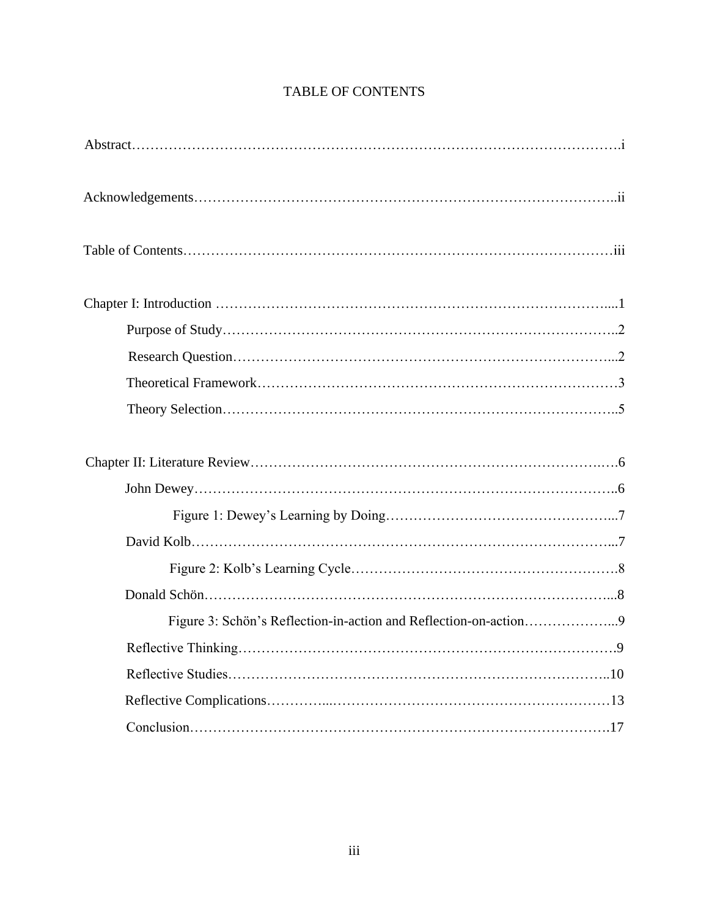# TABLE OF CONTENTS

Abstract……………………………………………………………………………………………i

Acknowledgements……………………………………………………………………………..ii

Table of Contents………………………………………………………………………………iii

Chapter I: Introduction ………………………………………………………………………....1

- Purpose of Study………………………………………………………………………..2
- Research Question……………………………………………………………………...2
- Theoretical Framework…………………………………………………………………3
- Theory Selection………………………………………………………………………..5

Chapter II: Literature Review………………………………………………………………….6

- John Dewey……………………………………………………………………………..6
  - Figure 1: Dewey's Learning by Doing…………………………………………...7
- David Kolb……………………………………………………………………………...7
  - Figure 2: Kolb's Learning Cycle……………………………………………….8
- Donald Schön…………………………………………………………………………...8
  - Figure 3: Schön's Reflection-in-action and Reflection-on-action………………...9
- Reflective Thinking…………………………………………………………………….9
- Reflective Studies……………………………………………………………………..10
- Reflective Complications………….....……………………………………………………13
- Conclusion…………………………………………………………………………….17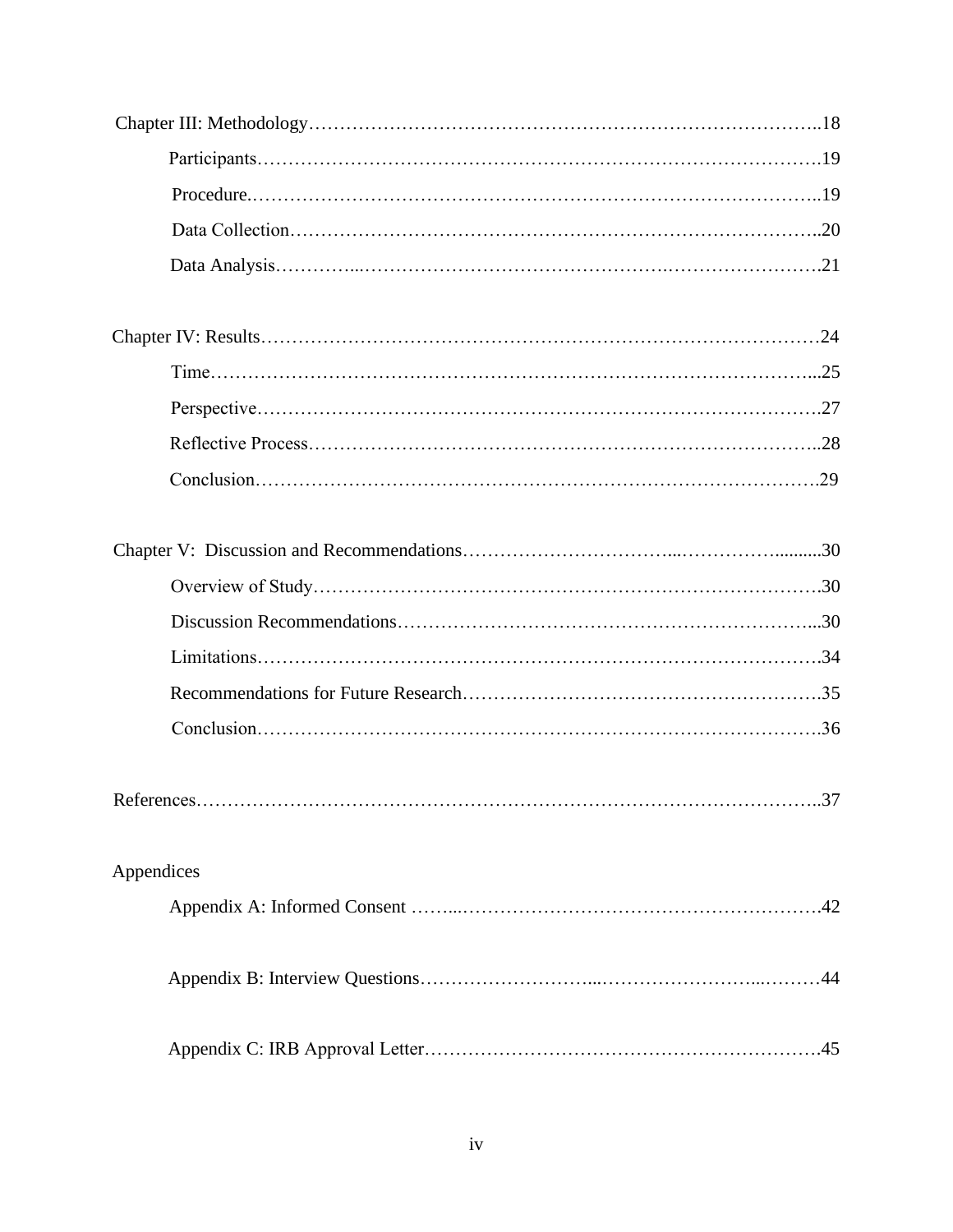Chapter III: Methodology………………………………………………………………………..18

Participants……………………………………………………………………………19

Procedure.……………………………………………………………………………..19

Data Collection………………………………………………………………………..20

Data Analysis…………...……………………………………….……………………21

Chapter IV: Results………………………………………………………………………………24

Time…………………………………………………………………………………...25

Perspective……………………………………………………………………………27

Reflective Process……………………………………………………………………..28

Conclusion…………………………………………………………………………….29

Chapter V: Discussion and Recommendations……………………………...……………..........30

Overview of Study…………………………………………………………………….30

Discussion Recommendations………………………………………………………...30

Limitations…………………………………………………………………………….34

Recommendations for Future Research……………………………………………….35

Conclusion…………………………………………………………………………….36

References………………………………………………………………………………………..37

Appendices

Appendix A: Informed Consent ……...……………………………………………….42

Appendix B: Interview Questions………………………...……………………...………44

Appendix C: IRB Approval Letter…………………………………………………….45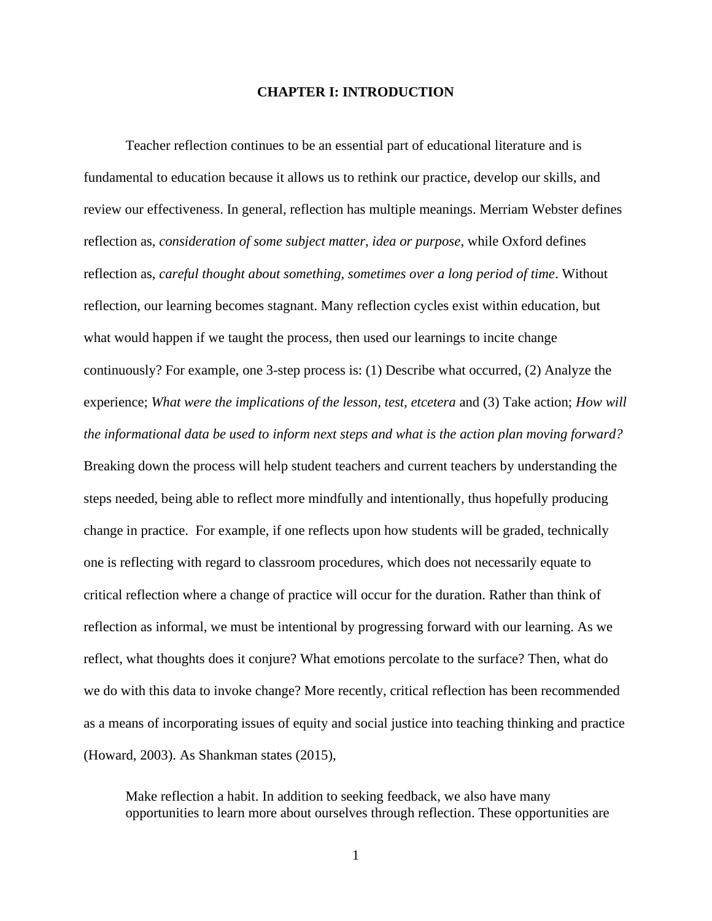# CHAPTER I: INTRODUCTION

Teacher reflection continues to be an essential part of educational literature and is fundamental to education because it allows us to rethink our practice, develop our skills, and review our effectiveness. In general, reflection has multiple meanings. Merriam Webster defines reflection as, *consideration of some subject matter, idea or purpose*, while Oxford defines reflection as, *careful thought about something, sometimes over a long period of time*. Without reflection, our learning becomes stagnant. Many reflection cycles exist within education, but what would happen if we taught the process, then used our learnings to incite change continuously? For example, one 3-step process is: (1) Describe what occurred, (2) Analyze the experience; *What were the implications of the lesson, test, etcetera* and (3) Take action; *How will the informational data be used to inform next steps and what is the action plan moving forward?* Breaking down the process will help student teachers and current teachers by understanding the steps needed, being able to reflect more mindfully and intentionally, thus hopefully producing change in practice. For example, if one reflects upon how students will be graded, technically one is reflecting with regard to classroom procedures, which does not necessarily equate to critical reflection where a change of practice will occur for the duration. Rather than think of reflection as informal, we must be intentional by progressing forward with our learning. As we reflect, what thoughts does it conjure? What emotions percolate to the surface? Then, what do we do with this data to invoke change? More recently, critical reflection has been recommended as a means of incorporating issues of equity and social justice into teaching thinking and practice (Howard, 2003). As Shankman states (2015),

> Make reflection a habit. In addition to seeking feedback, we also have many opportunities to learn more about ourselves through reflection. These opportunities are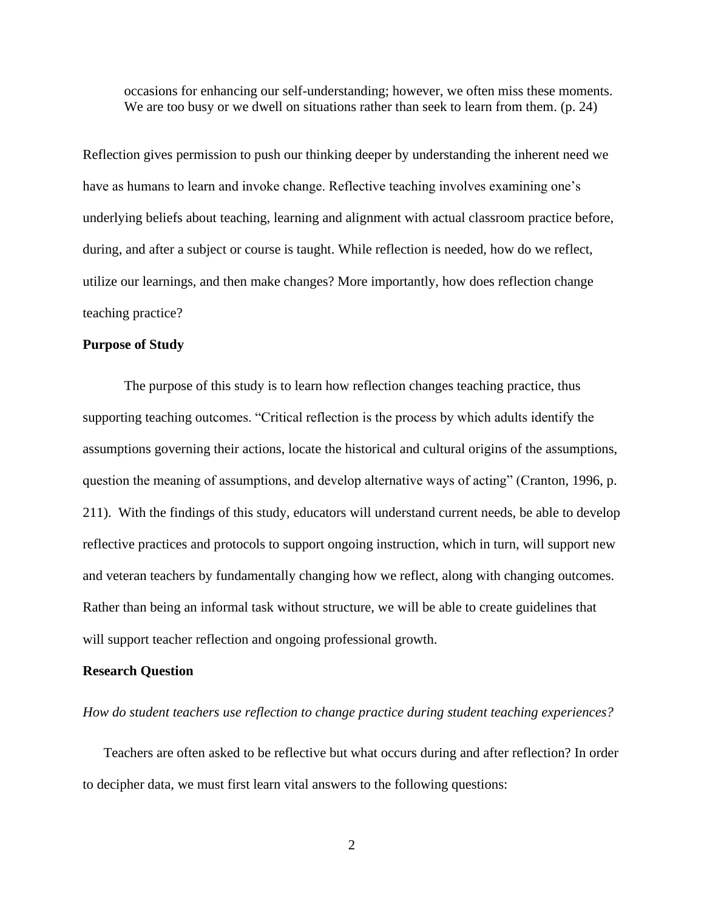> occasions for enhancing our self-understanding; however, we often miss these moments. We are too busy or we dwell on situations rather than seek to learn from them. (p. 24)

Reflection gives permission to push our thinking deeper by understanding the inherent need we have as humans to learn and invoke change. Reflective teaching involves examining one's underlying beliefs about teaching, learning and alignment with actual classroom practice before, during, and after a subject or course is taught. While reflection is needed, how do we reflect, utilize our learnings, and then make changes? More importantly, how does reflection change teaching practice?

**Purpose of Study**

The purpose of this study is to learn how reflection changes teaching practice, thus supporting teaching outcomes. "Critical reflection is the process by which adults identify the assumptions governing their actions, locate the historical and cultural origins of the assumptions, question the meaning of assumptions, and develop alternative ways of acting" (Cranton, 1996, p. 211). With the findings of this study, educators will understand current needs, be able to develop reflective practices and protocols to support ongoing instruction, which in turn, will support new and veteran teachers by fundamentally changing how we reflect, along with changing outcomes. Rather than being an informal task without structure, we will be able to create guidelines that will support teacher reflection and ongoing professional growth.

**Research Question**

*How do student teachers use reflection to change practice during student teaching experiences?*

Teachers are often asked to be reflective but what occurs during and after reflection? In order to decipher data, we must first learn vital answers to the following questions: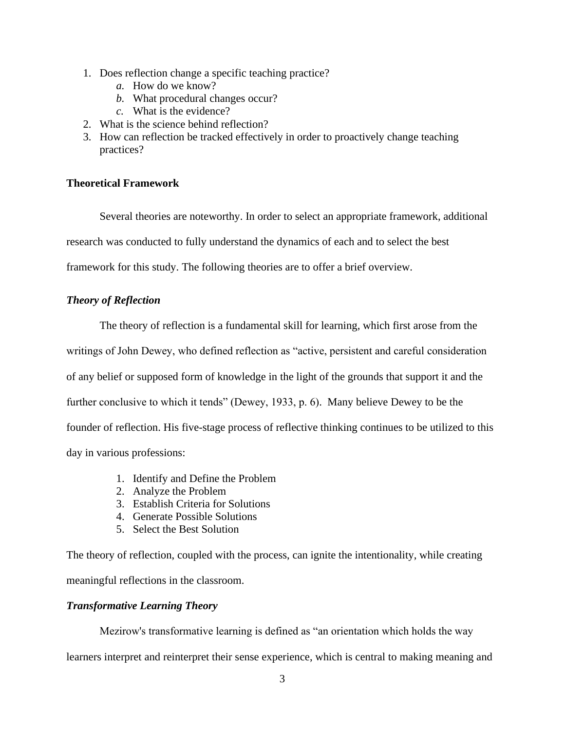1. Does reflection change a specific teaching practice?
    *a.* How do we know?
    *b.* What procedural changes occur?
    *c.* What is the evidence?
2. What is the science behind reflection?
3. How can reflection be tracked effectively in order to proactively change teaching practices?

## Theoretical Framework

Several theories are noteworthy. In order to select an appropriate framework, additional research was conducted to fully understand the dynamics of each and to select the best framework for this study. The following theories are to offer a brief overview.

### *Theory of Reflection*

The theory of reflection is a fundamental skill for learning, which first arose from the writings of John Dewey, who defined reflection as "active, persistent and careful consideration of any belief or supposed form of knowledge in the light of the grounds that support it and the further conclusive to which it tends" (Dewey, 1933, p. 6). Many believe Dewey to be the founder of reflection. His five-stage process of reflective thinking continues to be utilized to this day in various professions:

1. Identify and Define the Problem
2. Analyze the Problem
3. Establish Criteria for Solutions
4. Generate Possible Solutions
5. Select the Best Solution

The theory of reflection, coupled with the process, can ignite the intentionality, while creating meaningful reflections in the classroom.

### *Transformative Learning Theory*

Mezirow's transformative learning is defined as "an orientation which holds the way learners interpret and reinterpret their sense experience, which is central to making meaning and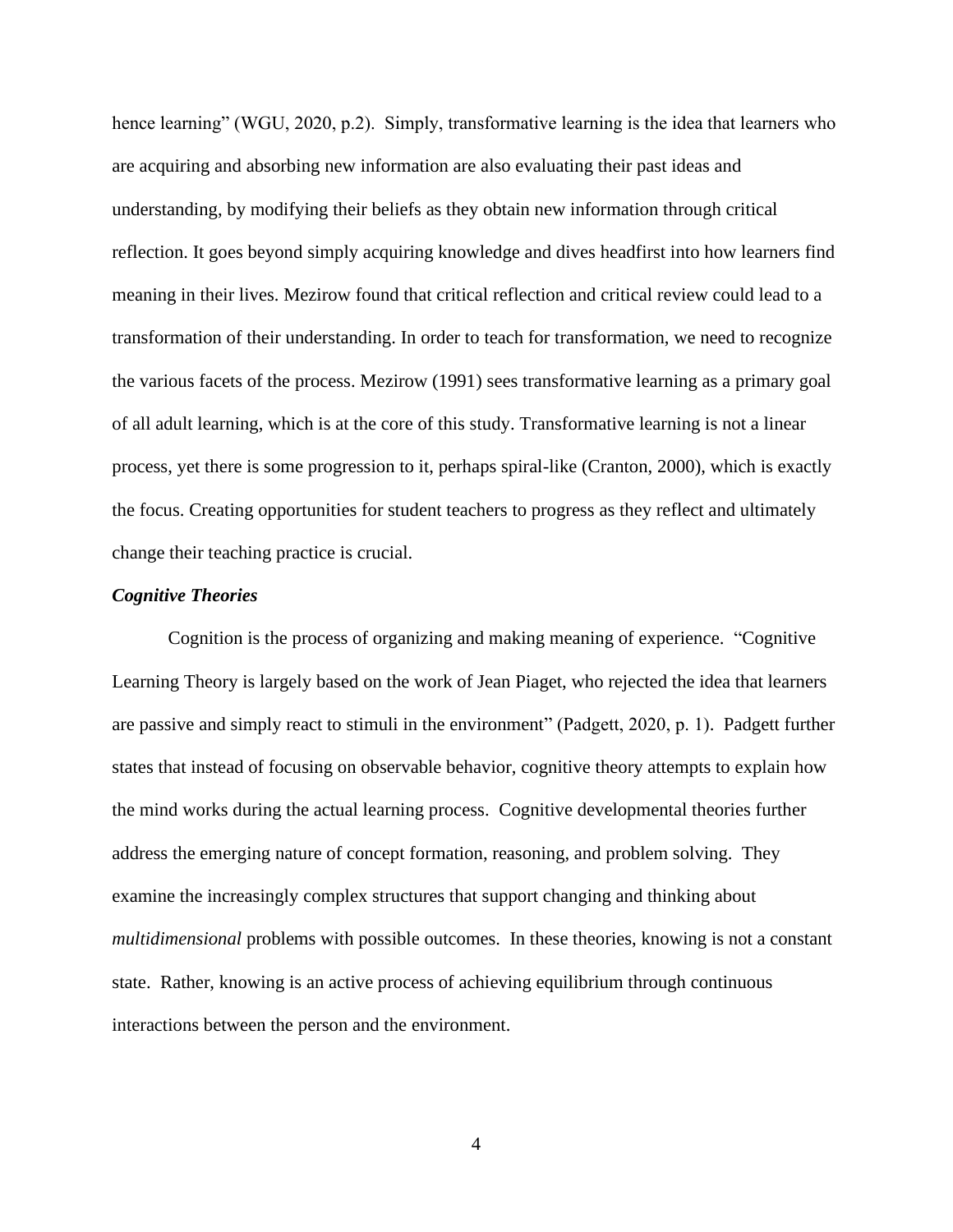hence learning" (WGU, 2020, p.2). Simply, transformative learning is the idea that learners who are acquiring and absorbing new information are also evaluating their past ideas and understanding, by modifying their beliefs as they obtain new information through critical reflection. It goes beyond simply acquiring knowledge and dives headfirst into how learners find meaning in their lives. Mezirow found that critical reflection and critical review could lead to a transformation of their understanding. In order to teach for transformation, we need to recognize the various facets of the process. Mezirow (1991) sees transformative learning as a primary goal of all adult learning, which is at the core of this study. Transformative learning is not a linear process, yet there is some progression to it, perhaps spiral-like (Cranton, 2000), which is exactly the focus. Creating opportunities for student teachers to progress as they reflect and ultimately change their teaching practice is crucial.

***Cognitive Theories***

Cognition is the process of organizing and making meaning of experience. "Cognitive Learning Theory is largely based on the work of Jean Piaget, who rejected the idea that learners are passive and simply react to stimuli in the environment" (Padgett, 2020, p. 1). Padgett further states that instead of focusing on observable behavior, cognitive theory attempts to explain how the mind works during the actual learning process. Cognitive developmental theories further address the emerging nature of concept formation, reasoning, and problem solving. They examine the increasingly complex structures that support changing and thinking about *multidimensional* problems with possible outcomes. In these theories, knowing is not a constant state. Rather, knowing is an active process of achieving equilibrium through continuous interactions between the person and the environment.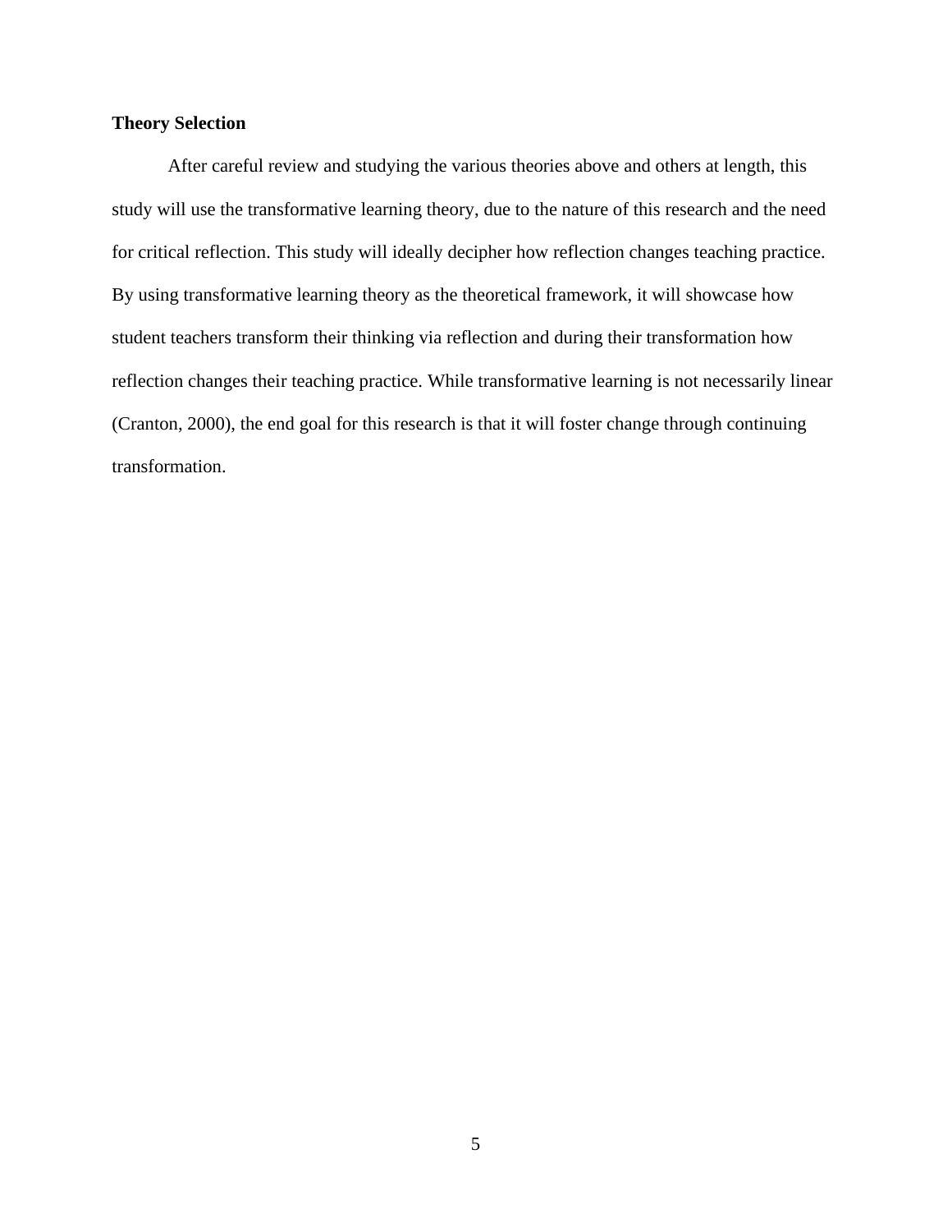**Theory Selection**

After careful review and studying the various theories above and others at length, this study will use the transformative learning theory, due to the nature of this research and the need for critical reflection. This study will ideally decipher how reflection changes teaching practice. By using transformative learning theory as the theoretical framework, it will showcase how student teachers transform their thinking via reflection and during their transformation how reflection changes their teaching practice. While transformative learning is not necessarily linear (Cranton, 2000), the end goal for this research is that it will foster change through continuing transformation.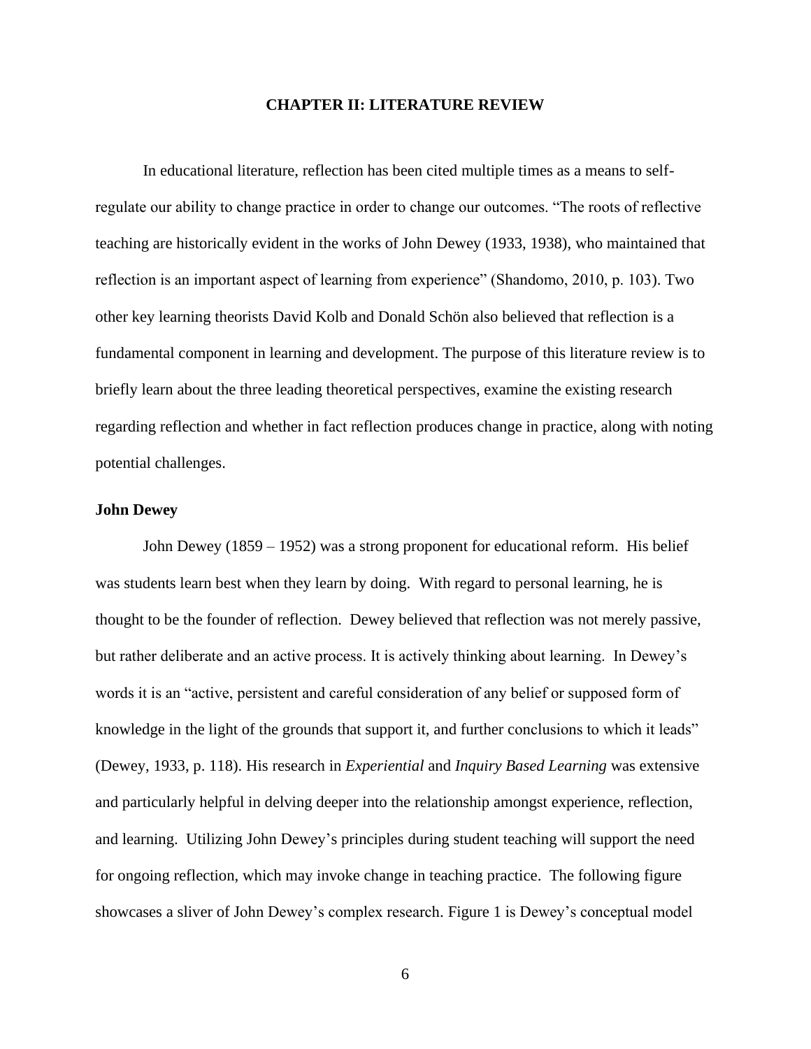# CHAPTER II: LITERATURE REVIEW

In educational literature, reflection has been cited multiple times as a means to self-regulate our ability to change practice in order to change our outcomes. "The roots of reflective teaching are historically evident in the works of John Dewey (1933, 1938), who maintained that reflection is an important aspect of learning from experience" (Shandomo, 2010, p. 103). Two other key learning theorists David Kolb and Donald Schön also believed that reflection is a fundamental component in learning and development. The purpose of this literature review is to briefly learn about the three leading theoretical perspectives, examine the existing research regarding reflection and whether in fact reflection produces change in practice, along with noting potential challenges.

## John Dewey

John Dewey (1859 – 1952) was a strong proponent for educational reform. His belief was students learn best when they learn by doing. With regard to personal learning, he is thought to be the founder of reflection. Dewey believed that reflection was not merely passive, but rather deliberate and an active process. It is actively thinking about learning. In Dewey's words it is an "active, persistent and careful consideration of any belief or supposed form of knowledge in the light of the grounds that support it, and further conclusions to which it leads" (Dewey, 1933, p. 118). His research in *Experiential* and *Inquiry Based Learning* was extensive and particularly helpful in delving deeper into the relationship amongst experience, reflection, and learning. Utilizing John Dewey's principles during student teaching will support the need for ongoing reflection, which may invoke change in teaching practice. The following figure showcases a sliver of John Dewey's complex research. Figure 1 is Dewey's conceptual model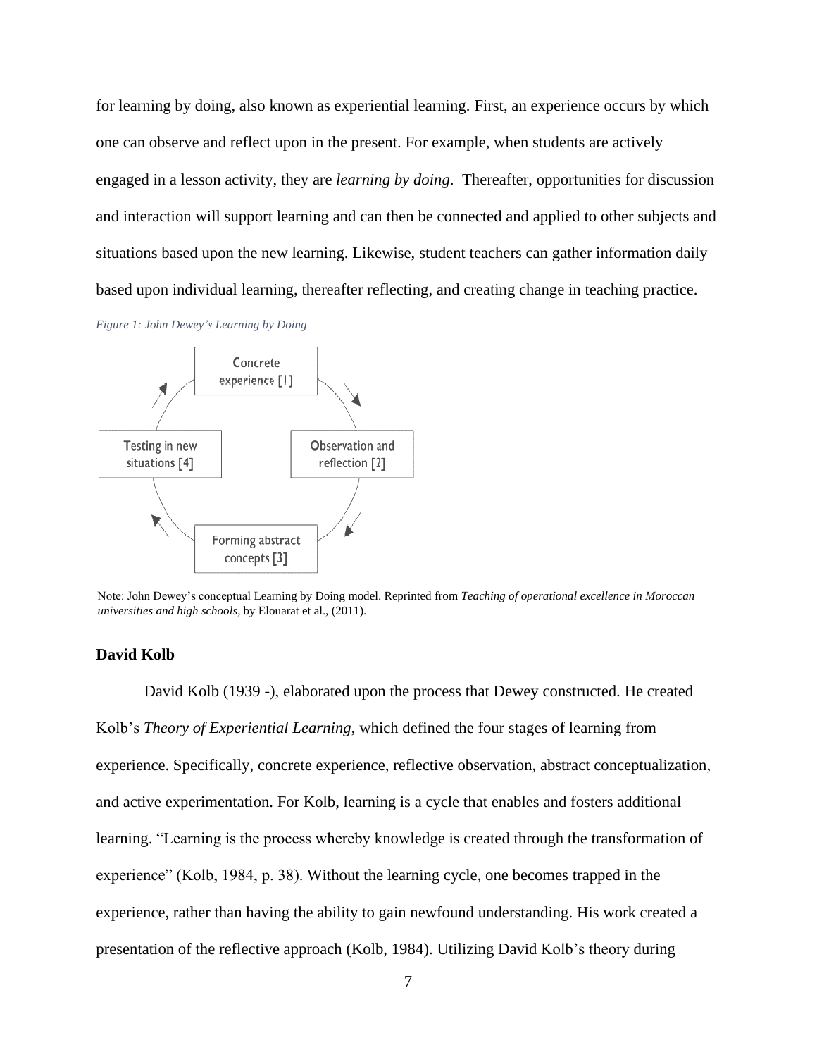for learning by doing, also known as experiential learning. First, an experience occurs by which one can observe and reflect upon in the present. For example, when students are actively engaged in a lesson activity, they are *learning by doing*. Thereafter, opportunities for discussion and interaction will support learning and can then be connected and applied to other subjects and situations based upon the new learning. Likewise, student teachers can gather information daily based upon individual learning, thereafter reflecting, and creating change in teaching practice.

*Figure 1: John Dewey's Learning by Doing*

Concrete experience [1]

Observation and reflection [2]

Forming abstract concepts [3]

Testing in new situations [4]

Note: John Dewey's conceptual Learning by Doing model. Reprinted from *Teaching of operational excellence in Moroccan universities and high schools*, by Elouarat et al., (2011).

**David Kolb**

David Kolb (1939 -), elaborated upon the process that Dewey constructed. He created Kolb's *Theory of Experiential Learning*, which defined the four stages of learning from experience. Specifically, concrete experience, reflective observation, abstract conceptualization, and active experimentation. For Kolb, learning is a cycle that enables and fosters additional learning. "Learning is the process whereby knowledge is created through the transformation of experience" (Kolb, 1984, p. 38). Without the learning cycle, one becomes trapped in the experience, rather than having the ability to gain newfound understanding. His work created a presentation of the reflective approach (Kolb, 1984). Utilizing David Kolb's theory during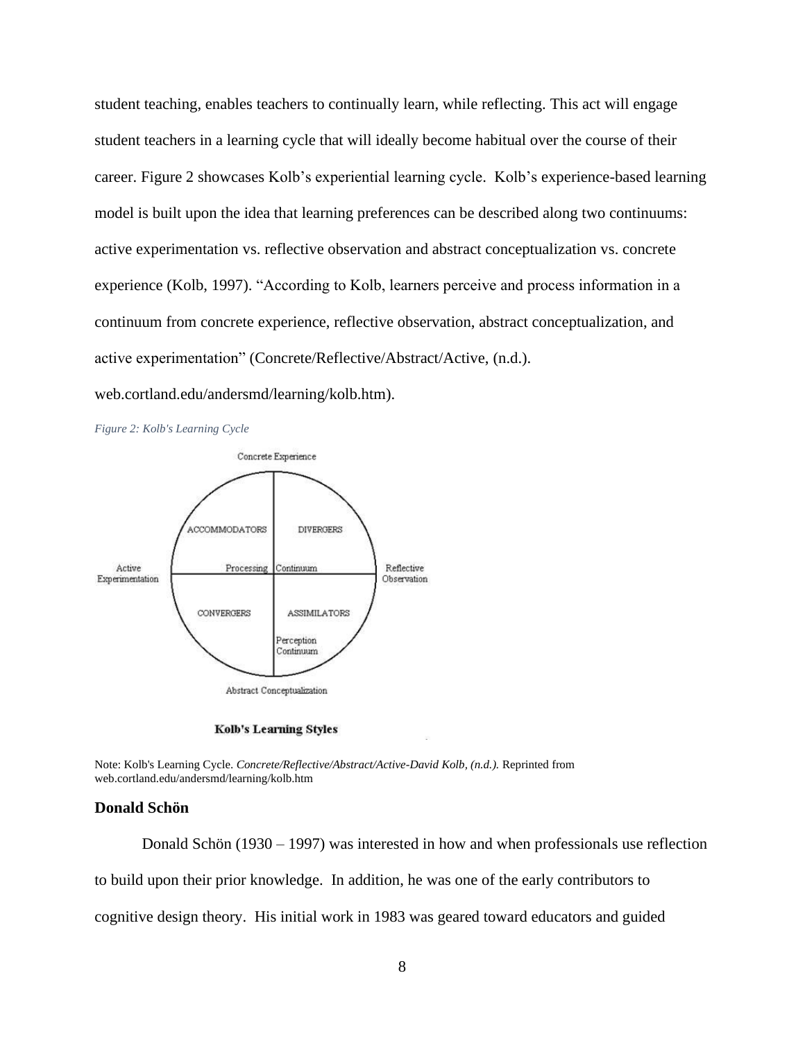student teaching, enables teachers to continually learn, while reflecting. This act will engage student teachers in a learning cycle that will ideally become habitual over the course of their career. Figure 2 showcases Kolb's experiential learning cycle. Kolb's experience-based learning model is built upon the idea that learning preferences can be described along two continuums: active experimentation vs. reflective observation and abstract conceptualization vs. concrete experience (Kolb, 1997). "According to Kolb, learners perceive and process information in a continuum from concrete experience, reflective observation, abstract conceptualization, and active experimentation" (Concrete/Reflective/Abstract/Active, (n.d.). web.cortland.edu/andersmd/learning/kolb.htm).

*Figure 2: Kolb's Learning Cycle*

Concrete Experience

ACCOMMODATORS

DIVERGERS

Active Experimentation

Processing Continuum

Reflective Observation

CONVERGERS

ASSIMILATORS

Perception Continuum

Abstract Conceptualization

**Kolb's Learning Styles**

Note: Kolb's Learning Cycle. *Concrete/Reflective/Abstract/Active-David Kolb, (n.d.).* Reprinted from web.cortland.edu/andersmd/learning/kolb.htm

### Donald Schön

Donald Schön (1930 – 1997) was interested in how and when professionals use reflection to build upon their prior knowledge. In addition, he was one of the early contributors to cognitive design theory. His initial work in 1983 was geared toward educators and guided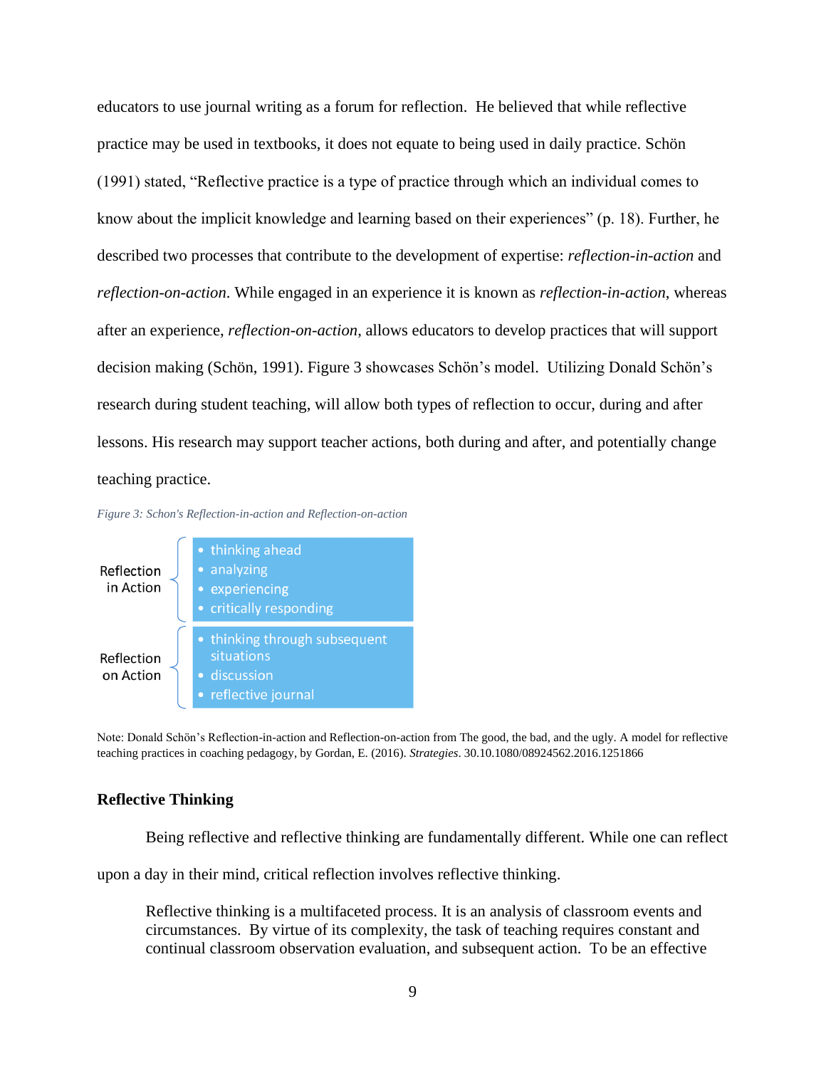educators to use journal writing as a forum for reflection. He believed that while reflective practice may be used in textbooks, it does not equate to being used in daily practice. Schön (1991) stated, "Reflective practice is a type of practice through which an individual comes to know about the implicit knowledge and learning based on their experiences" (p. 18). Further, he described two processes that contribute to the development of expertise: *reflection-in-action* and *reflection-on-action*. While engaged in an experience it is known as *reflection-in-action*, whereas after an experience, *reflection-on-action*, allows educators to develop practices that will support decision making (Schön, 1991). Figure 3 showcases Schön's model. Utilizing Donald Schön's research during student teaching, will allow both types of reflection to occur, during and after lessons. His research may support teacher actions, both during and after, and potentially change teaching practice.

*Figure 3: Schon's Reflection-in-action and Reflection-on-action*

Reflection in Action
- thinking ahead
- analyzing
- experiencing
- critically responding

Reflection on Action
- thinking through subsequent situations
- discussion
- reflective journal

Note: Donald Schön's Reflection-in-action and Reflection-on-action from The good, the bad, and the ugly. A model for reflective teaching practices in coaching pedagogy, by Gordan, E. (2016). *Strategies*. 30.10.1080/08924562.2016.1251866

### Reflective Thinking

Being reflective and reflective thinking are fundamentally different. While one can reflect upon a day in their mind, critical reflection involves reflective thinking.

> Reflective thinking is a multifaceted process. It is an analysis of classroom events and circumstances. By virtue of its complexity, the task of teaching requires constant and continual classroom observation evaluation, and subsequent action. To be an effective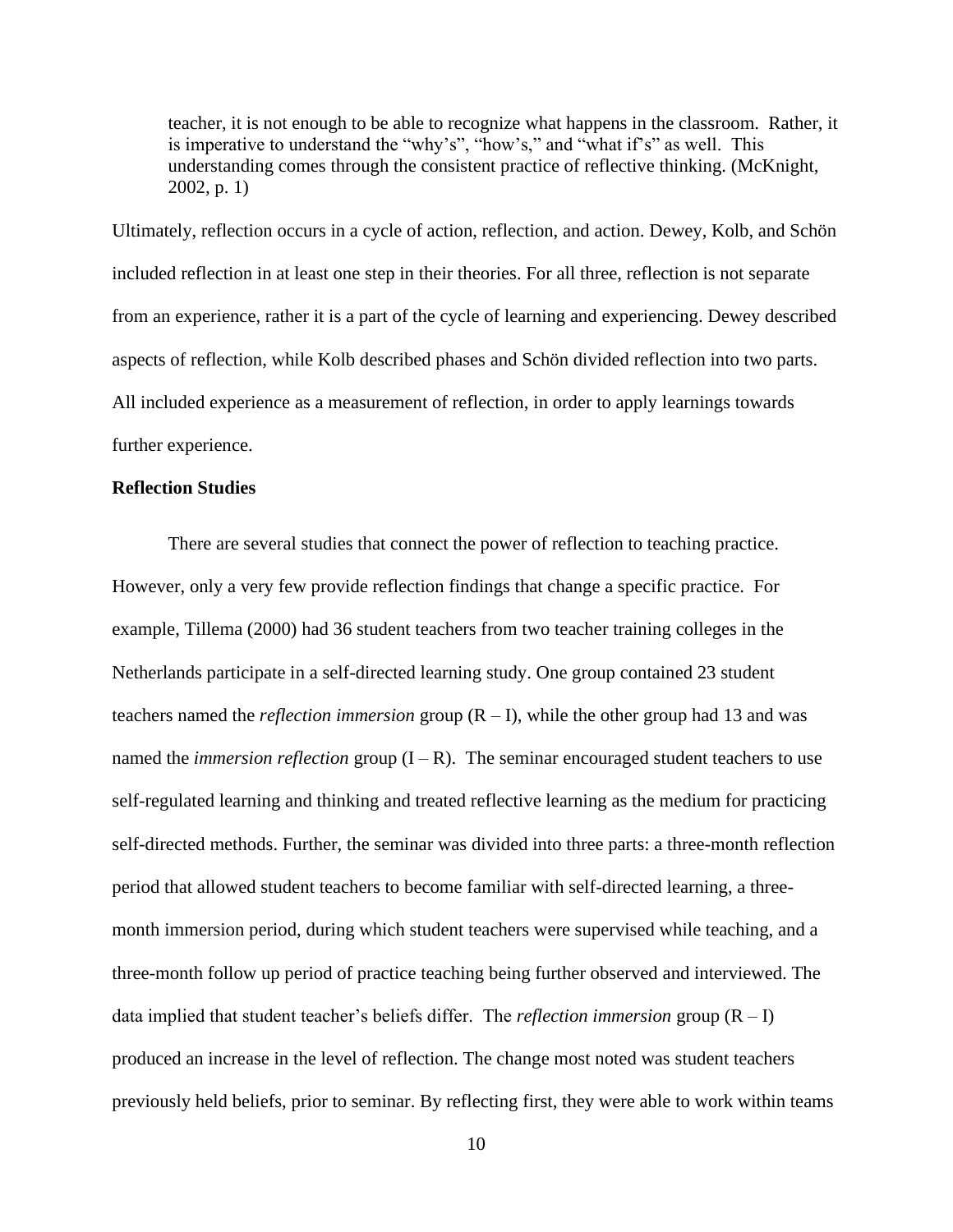> teacher, it is not enough to be able to recognize what happens in the classroom. Rather, it is imperative to understand the "why's", "how's," and "what if's" as well. This understanding comes through the consistent practice of reflective thinking. (McKnight, 2002, p. 1)

Ultimately, reflection occurs in a cycle of action, reflection, and action. Dewey, Kolb, and Schön included reflection in at least one step in their theories. For all three, reflection is not separate from an experience, rather it is a part of the cycle of learning and experiencing. Dewey described aspects of reflection, while Kolb described phases and Schön divided reflection into two parts. All included experience as a measurement of reflection, in order to apply learnings towards further experience.

**Reflection Studies**

There are several studies that connect the power of reflection to teaching practice. However, only a very few provide reflection findings that change a specific practice. For example, Tillema (2000) had 36 student teachers from two teacher training colleges in the Netherlands participate in a self-directed learning study. One group contained 23 student teachers named the *reflection immersion* group (R – I), while the other group had 13 and was named the *immersion reflection* group (I – R). The seminar encouraged student teachers to use self-regulated learning and thinking and treated reflective learning as the medium for practicing self-directed methods. Further, the seminar was divided into three parts: a three-month reflection period that allowed student teachers to become familiar with self-directed learning, a three-month immersion period, during which student teachers were supervised while teaching, and a three-month follow up period of practice teaching being further observed and interviewed. The data implied that student teacher's beliefs differ. The *reflection immersion* group (R – I) produced an increase in the level of reflection. The change most noted was student teachers previously held beliefs, prior to seminar. By reflecting first, they were able to work within teams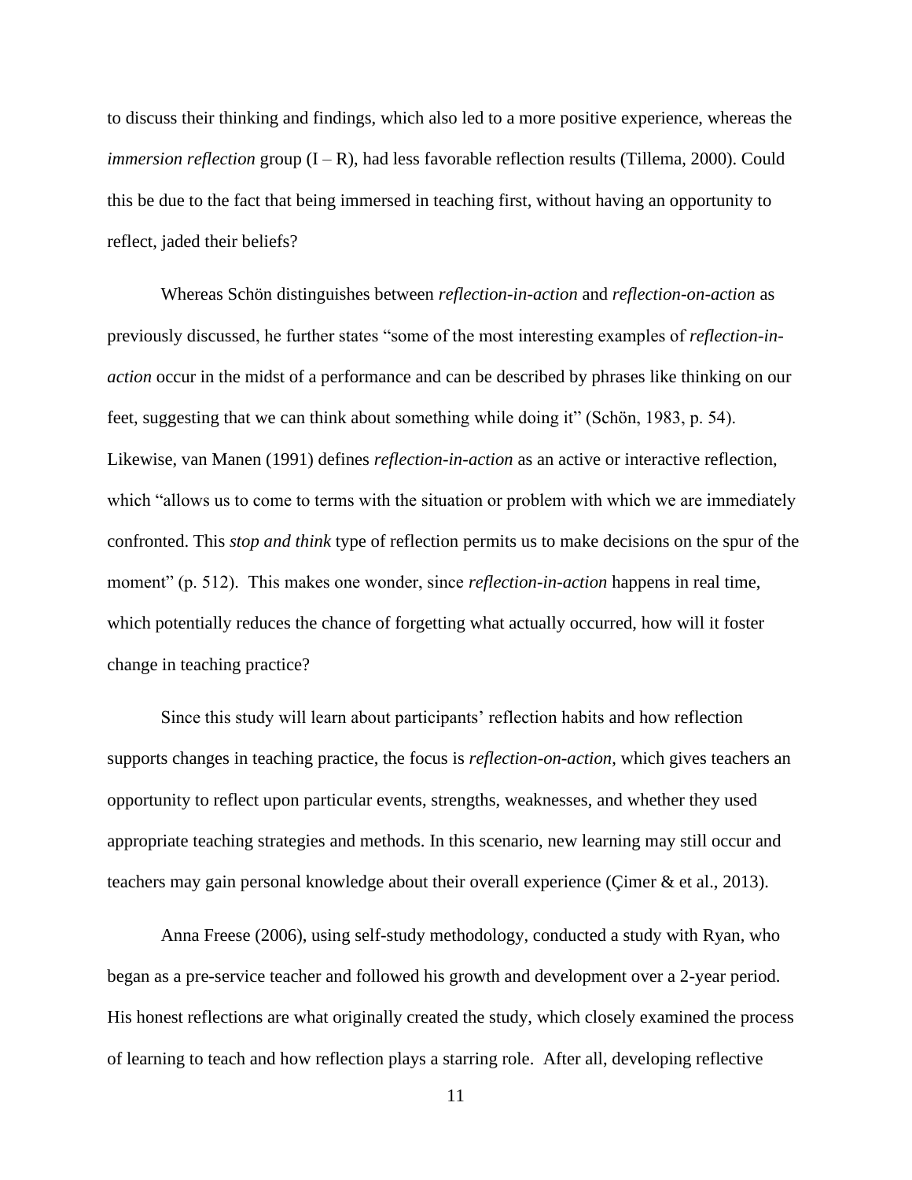to discuss their thinking and findings, which also led to a more positive experience, whereas the *immersion reflection* group (I – R), had less favorable reflection results (Tillema, 2000). Could this be due to the fact that being immersed in teaching first, without having an opportunity to reflect, jaded their beliefs?

Whereas Schön distinguishes between *reflection-in-action* and *reflection-on-action* as previously discussed, he further states "some of the most interesting examples of *reflection-in-action* occur in the midst of a performance and can be described by phrases like thinking on our feet, suggesting that we can think about something while doing it" (Schön, 1983, p. 54). Likewise, van Manen (1991) defines *reflection-in-action* as an active or interactive reflection, which "allows us to come to terms with the situation or problem with which we are immediately confronted. This *stop and think* type of reflection permits us to make decisions on the spur of the moment" (p. 512). This makes one wonder, since *reflection-in-action* happens in real time, which potentially reduces the chance of forgetting what actually occurred, how will it foster change in teaching practice?

Since this study will learn about participants' reflection habits and how reflection supports changes in teaching practice, the focus is *reflection-on-action*, which gives teachers an opportunity to reflect upon particular events, strengths, weaknesses, and whether they used appropriate teaching strategies and methods. In this scenario, new learning may still occur and teachers may gain personal knowledge about their overall experience (Çimer & et al., 2013).

Anna Freese (2006), using self-study methodology, conducted a study with Ryan, who began as a pre-service teacher and followed his growth and development over a 2-year period. His honest reflections are what originally created the study, which closely examined the process of learning to teach and how reflection plays a starring role. After all, developing reflective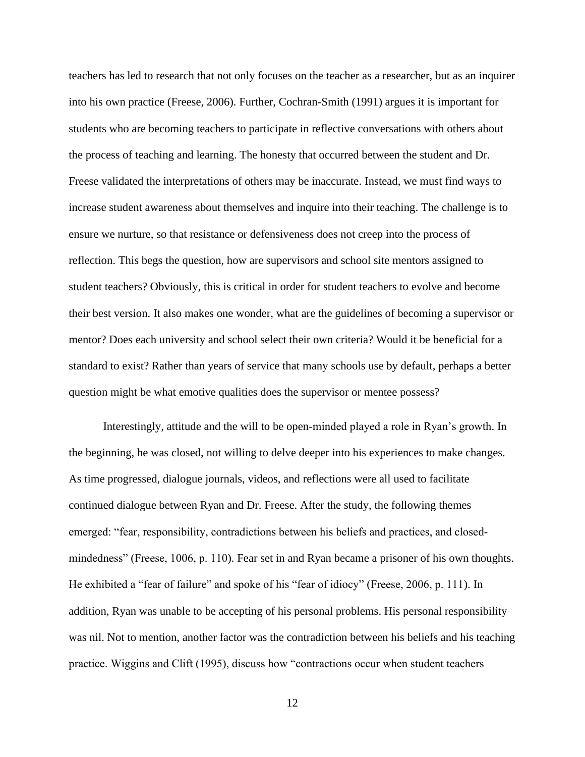teachers has led to research that not only focuses on the teacher as a researcher, but as an inquirer into his own practice (Freese, 2006). Further, Cochran-Smith (1991) argues it is important for students who are becoming teachers to participate in reflective conversations with others about the process of teaching and learning. The honesty that occurred between the student and Dr. Freese validated the interpretations of others may be inaccurate. Instead, we must find ways to increase student awareness about themselves and inquire into their teaching. The challenge is to ensure we nurture, so that resistance or defensiveness does not creep into the process of reflection. This begs the question, how are supervisors and school site mentors assigned to student teachers? Obviously, this is critical in order for student teachers to evolve and become their best version. It also makes one wonder, what are the guidelines of becoming a supervisor or mentor? Does each university and school select their own criteria? Would it be beneficial for a standard to exist? Rather than years of service that many schools use by default, perhaps a better question might be what emotive qualities does the supervisor or mentee possess?

Interestingly, attitude and the will to be open-minded played a role in Ryan's growth. In the beginning, he was closed, not willing to delve deeper into his experiences to make changes. As time progressed, dialogue journals, videos, and reflections were all used to facilitate continued dialogue between Ryan and Dr. Freese. After the study, the following themes emerged: "fear, responsibility, contradictions between his beliefs and practices, and closed-mindedness" (Freese, 1006, p. 110). Fear set in and Ryan became a prisoner of his own thoughts. He exhibited a "fear of failure" and spoke of his "fear of idiocy" (Freese, 2006, p. 111). In addition, Ryan was unable to be accepting of his personal problems. His personal responsibility was nil. Not to mention, another factor was the contradiction between his beliefs and his teaching practice. Wiggins and Clift (1995), discuss how "contractions occur when student teachers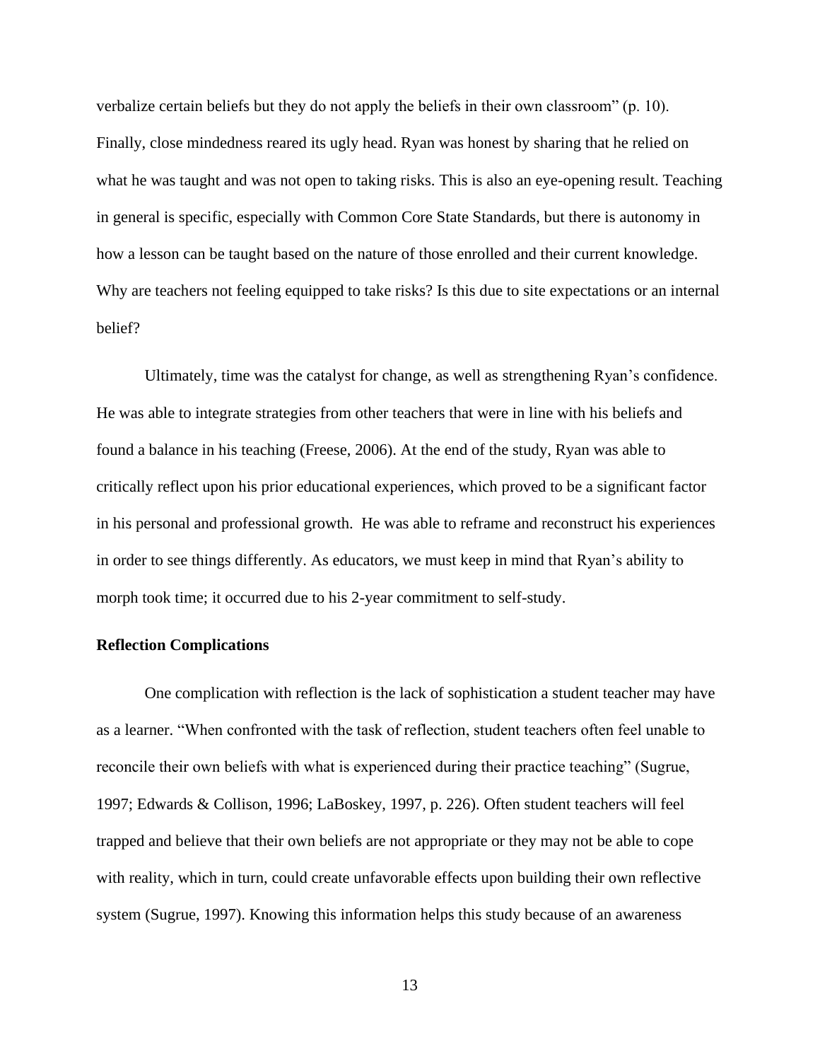verbalize certain beliefs but they do not apply the beliefs in their own classroom" (p. 10). Finally, close mindedness reared its ugly head. Ryan was honest by sharing that he relied on what he was taught and was not open to taking risks. This is also an eye-opening result. Teaching in general is specific, especially with Common Core State Standards, but there is autonomy in how a lesson can be taught based on the nature of those enrolled and their current knowledge. Why are teachers not feeling equipped to take risks? Is this due to site expectations or an internal belief?

Ultimately, time was the catalyst for change, as well as strengthening Ryan's confidence. He was able to integrate strategies from other teachers that were in line with his beliefs and found a balance in his teaching (Freese, 2006). At the end of the study, Ryan was able to critically reflect upon his prior educational experiences, which proved to be a significant factor in his personal and professional growth. He was able to reframe and reconstruct his experiences in order to see things differently. As educators, we must keep in mind that Ryan's ability to morph took time; it occurred due to his 2-year commitment to self-study.

**Reflection Complications**

One complication with reflection is the lack of sophistication a student teacher may have as a learner. "When confronted with the task of reflection, student teachers often feel unable to reconcile their own beliefs with what is experienced during their practice teaching" (Sugrue, 1997; Edwards & Collison, 1996; LaBoskey, 1997, p. 226). Often student teachers will feel trapped and believe that their own beliefs are not appropriate or they may not be able to cope with reality, which in turn, could create unfavorable effects upon building their own reflective system (Sugrue, 1997). Knowing this information helps this study because of an awareness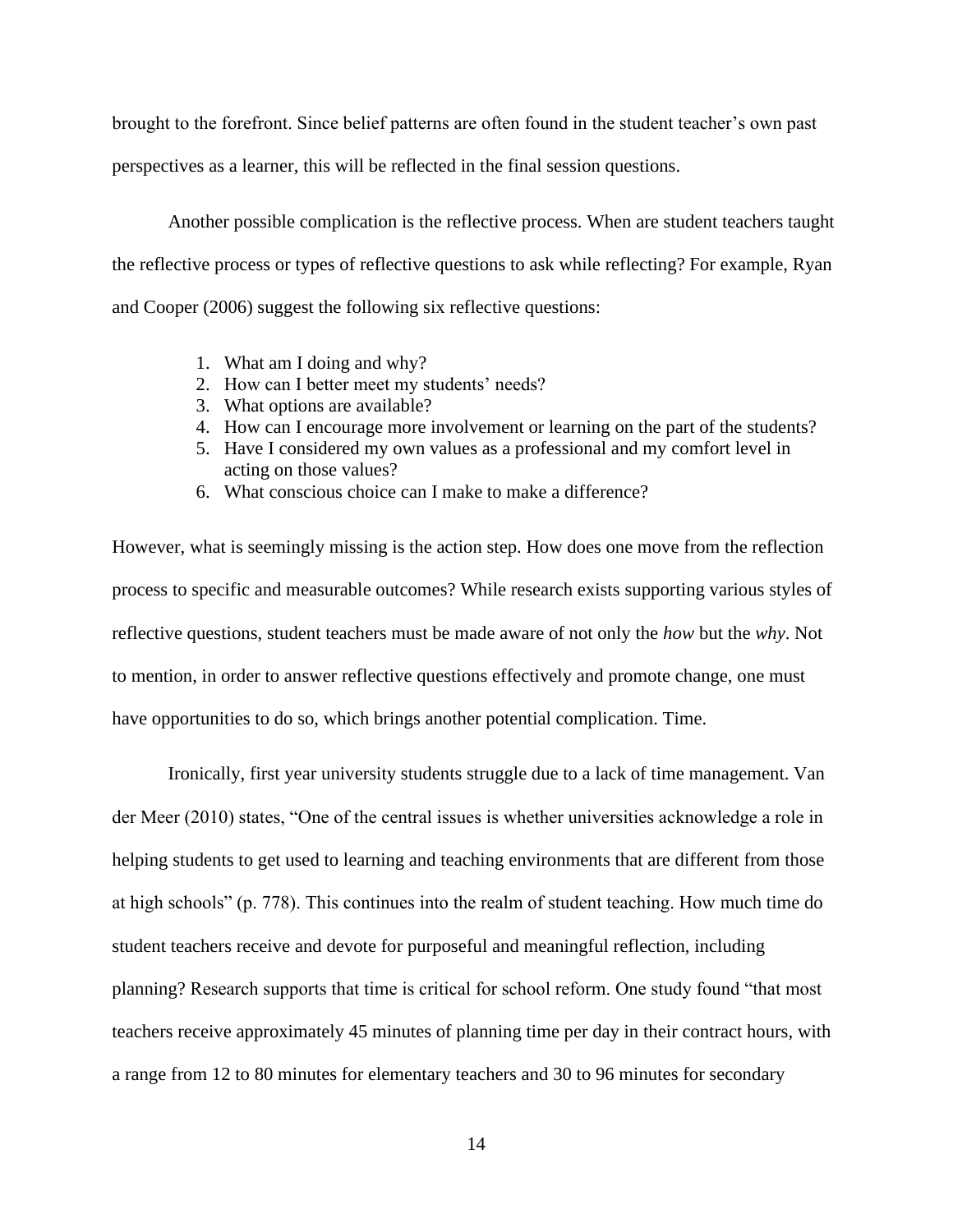brought to the forefront. Since belief patterns are often found in the student teacher's own past perspectives as a learner, this will be reflected in the final session questions.

Another possible complication is the reflective process. When are student teachers taught the reflective process or types of reflective questions to ask while reflecting? For example, Ryan and Cooper (2006) suggest the following six reflective questions:

1. What am I doing and why?
2. How can I better meet my students' needs?
3. What options are available?
4. How can I encourage more involvement or learning on the part of the students?
5. Have I considered my own values as a professional and my comfort level in acting on those values?
6. What conscious choice can I make to make a difference?

However, what is seemingly missing is the action step. How does one move from the reflection process to specific and measurable outcomes? While research exists supporting various styles of reflective questions, student teachers must be made aware of not only the *how* but the *why*. Not to mention, in order to answer reflective questions effectively and promote change, one must have opportunities to do so, which brings another potential complication. Time.

Ironically, first year university students struggle due to a lack of time management. Van der Meer (2010) states, "One of the central issues is whether universities acknowledge a role in helping students to get used to learning and teaching environments that are different from those at high schools" (p. 778). This continues into the realm of student teaching. How much time do student teachers receive and devote for purposeful and meaningful reflection, including planning? Research supports that time is critical for school reform. One study found "that most teachers receive approximately 45 minutes of planning time per day in their contract hours, with a range from 12 to 80 minutes for elementary teachers and 30 to 96 minutes for secondary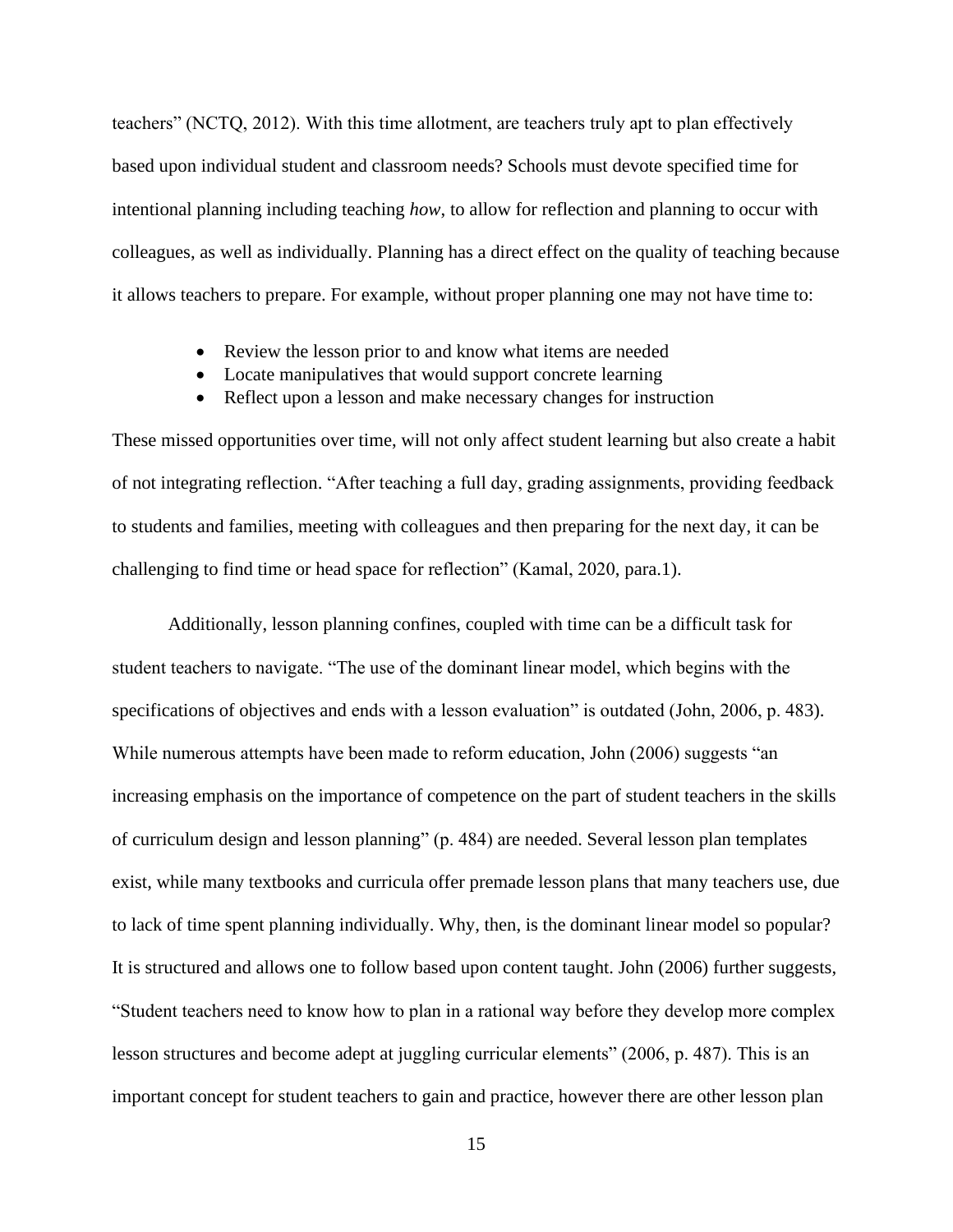teachers" (NCTQ, 2012). With this time allotment, are teachers truly apt to plan effectively based upon individual student and classroom needs? Schools must devote specified time for intentional planning including teaching *how*, to allow for reflection and planning to occur with colleagues, as well as individually. Planning has a direct effect on the quality of teaching because it allows teachers to prepare. For example, without proper planning one may not have time to:

- Review the lesson prior to and know what items are needed
- Locate manipulatives that would support concrete learning
- Reflect upon a lesson and make necessary changes for instruction

These missed opportunities over time, will not only affect student learning but also create a habit of not integrating reflection. "After teaching a full day, grading assignments, providing feedback to students and families, meeting with colleagues and then preparing for the next day, it can be challenging to find time or head space for reflection" (Kamal, 2020, para.1).

Additionally, lesson planning confines, coupled with time can be a difficult task for student teachers to navigate. "The use of the dominant linear model, which begins with the specifications of objectives and ends with a lesson evaluation" is outdated (John, 2006, p. 483). While numerous attempts have been made to reform education, John (2006) suggests "an increasing emphasis on the importance of competence on the part of student teachers in the skills of curriculum design and lesson planning" (p. 484) are needed. Several lesson plan templates exist, while many textbooks and curricula offer premade lesson plans that many teachers use, due to lack of time spent planning individually. Why, then, is the dominant linear model so popular? It is structured and allows one to follow based upon content taught. John (2006) further suggests, "Student teachers need to know how to plan in a rational way before they develop more complex lesson structures and become adept at juggling curricular elements" (2006, p. 487). This is an important concept for student teachers to gain and practice, however there are other lesson plan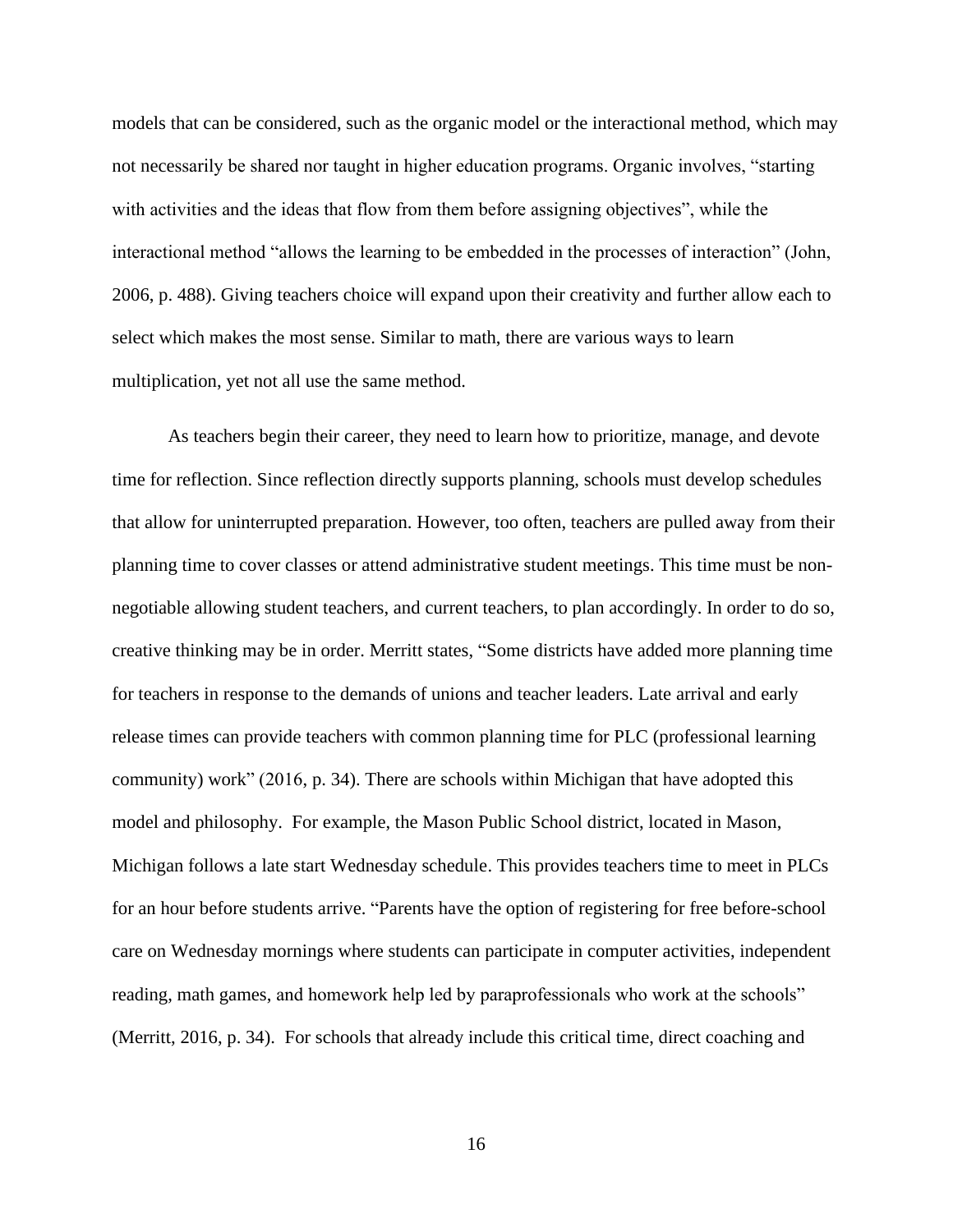models that can be considered, such as the organic model or the interactional method, which may not necessarily be shared nor taught in higher education programs. Organic involves, "starting with activities and the ideas that flow from them before assigning objectives", while the interactional method "allows the learning to be embedded in the processes of interaction" (John, 2006, p. 488). Giving teachers choice will expand upon their creativity and further allow each to select which makes the most sense. Similar to math, there are various ways to learn multiplication, yet not all use the same method.

As teachers begin their career, they need to learn how to prioritize, manage, and devote time for reflection. Since reflection directly supports planning, schools must develop schedules that allow for uninterrupted preparation. However, too often, teachers are pulled away from their planning time to cover classes or attend administrative student meetings. This time must be non-negotiable allowing student teachers, and current teachers, to plan accordingly. In order to do so, creative thinking may be in order. Merritt states, "Some districts have added more planning time for teachers in response to the demands of unions and teacher leaders. Late arrival and early release times can provide teachers with common planning time for PLC (professional learning community) work" (2016, p. 34). There are schools within Michigan that have adopted this model and philosophy. For example, the Mason Public School district, located in Mason, Michigan follows a late start Wednesday schedule. This provides teachers time to meet in PLCs for an hour before students arrive. "Parents have the option of registering for free before-school care on Wednesday mornings where students can participate in computer activities, independent reading, math games, and homework help led by paraprofessionals who work at the schools" (Merritt, 2016, p. 34). For schools that already include this critical time, direct coaching and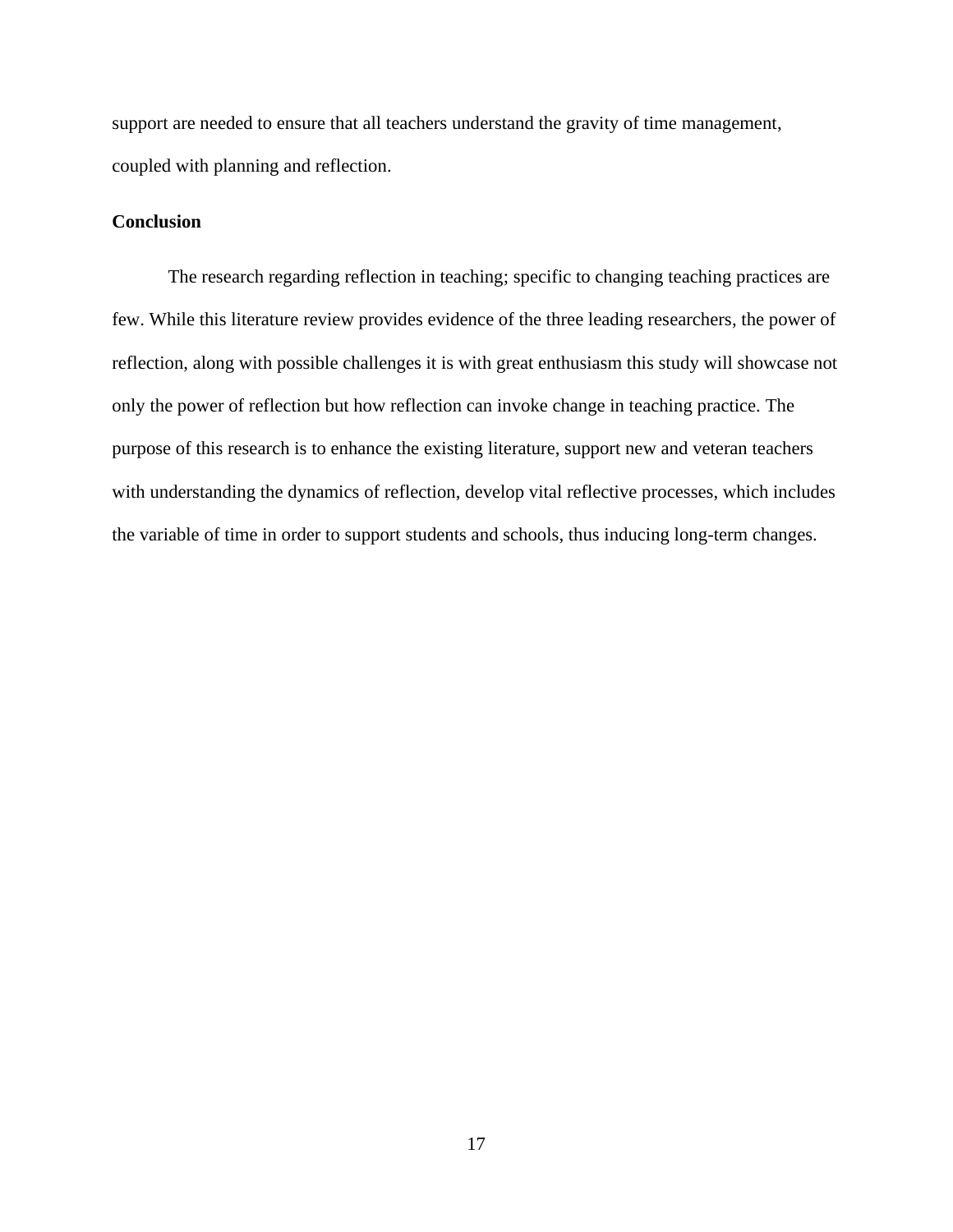support are needed to ensure that all teachers understand the gravity of time management, coupled with planning and reflection.

### Conclusion

The research regarding reflection in teaching; specific to changing teaching practices are few. While this literature review provides evidence of the three leading researchers, the power of reflection, along with possible challenges it is with great enthusiasm this study will showcase not only the power of reflection but how reflection can invoke change in teaching practice. The purpose of this research is to enhance the existing literature, support new and veteran teachers with understanding the dynamics of reflection, develop vital reflective processes, which includes the variable of time in order to support students and schools, thus inducing long-term changes.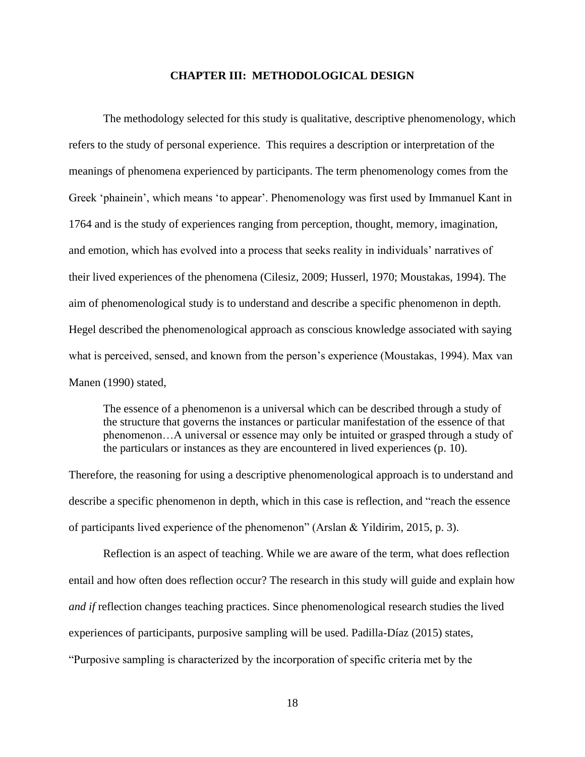# CHAPTER III: METHODOLOGICAL DESIGN

The methodology selected for this study is qualitative, descriptive phenomenology, which refers to the study of personal experience. This requires a description or interpretation of the meanings of phenomena experienced by participants. The term phenomenology comes from the Greek 'phainein', which means 'to appear'. Phenomenology was first used by Immanuel Kant in 1764 and is the study of experiences ranging from perception, thought, memory, imagination, and emotion, which has evolved into a process that seeks reality in individuals' narratives of their lived experiences of the phenomena (Cilesiz, 2009; Husserl, 1970; Moustakas, 1994). The aim of phenomenological study is to understand and describe a specific phenomenon in depth. Hegel described the phenomenological approach as conscious knowledge associated with saying what is perceived, sensed, and known from the person's experience (Moustakas, 1994). Max van Manen (1990) stated,

> The essence of a phenomenon is a universal which can be described through a study of the structure that governs the instances or particular manifestation of the essence of that phenomenon…A universal or essence may only be intuited or grasped through a study of the particulars or instances as they are encountered in lived experiences (p. 10).

Therefore, the reasoning for using a descriptive phenomenological approach is to understand and describe a specific phenomenon in depth, which in this case is reflection, and "reach the essence of participants lived experience of the phenomenon" (Arslan & Yildirim, 2015, p. 3).

Reflection is an aspect of teaching. While we are aware of the term, what does reflection entail and how often does reflection occur? The research in this study will guide and explain how *and if* reflection changes teaching practices. Since phenomenological research studies the lived experiences of participants, purposive sampling will be used. Padilla-Díaz (2015) states, "Purposive sampling is characterized by the incorporation of specific criteria met by the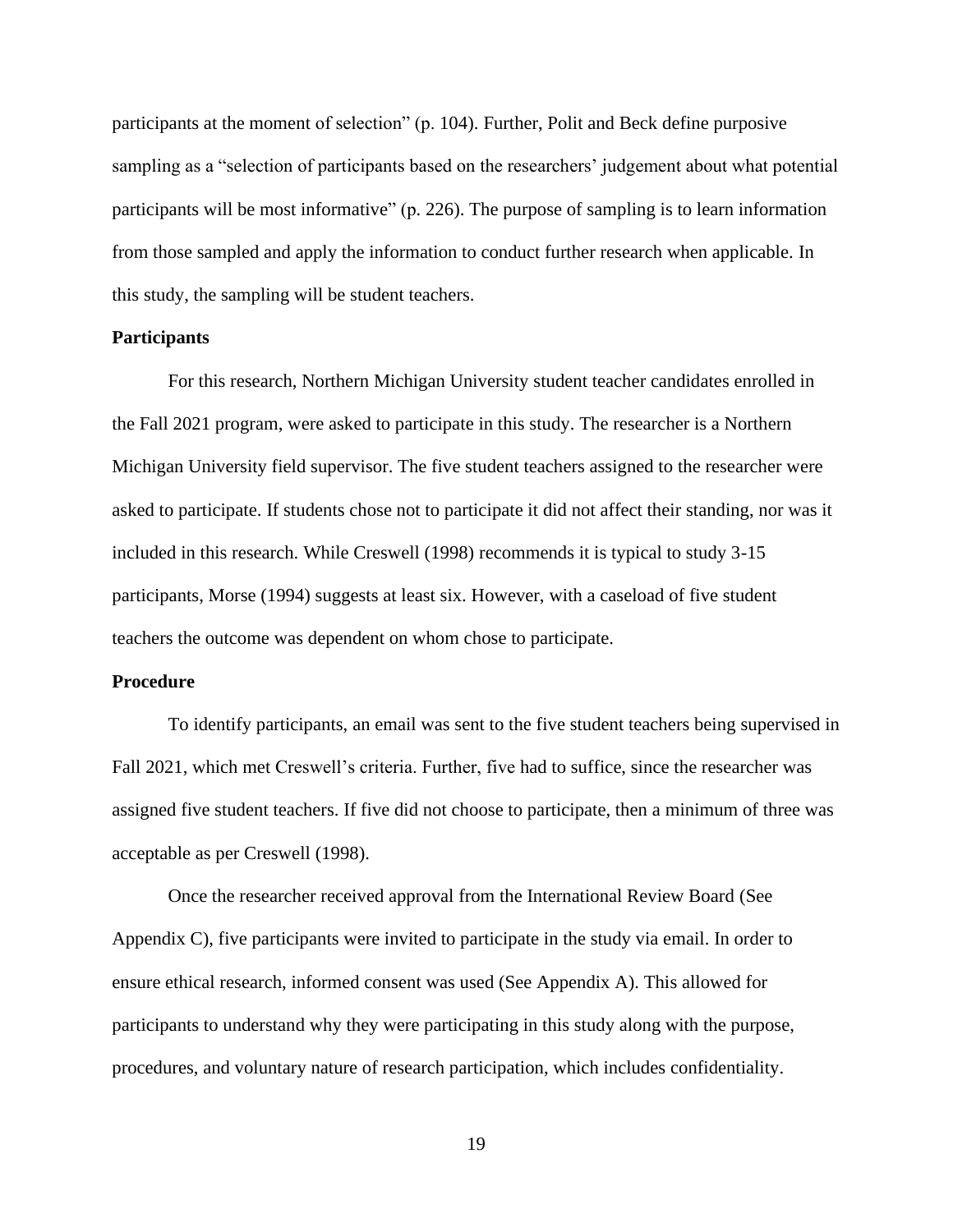participants at the moment of selection" (p. 104). Further, Polit and Beck define purposive sampling as a "selection of participants based on the researchers' judgement about what potential participants will be most informative" (p. 226). The purpose of sampling is to learn information from those sampled and apply the information to conduct further research when applicable. In this study, the sampling will be student teachers.

**Participants**

For this research, Northern Michigan University student teacher candidates enrolled in the Fall 2021 program, were asked to participate in this study. The researcher is a Northern Michigan University field supervisor. The five student teachers assigned to the researcher were asked to participate. If students chose not to participate it did not affect their standing, nor was it included in this research. While Creswell (1998) recommends it is typical to study 3-15 participants, Morse (1994) suggests at least six. However, with a caseload of five student teachers the outcome was dependent on whom chose to participate.

**Procedure**

To identify participants, an email was sent to the five student teachers being supervised in Fall 2021, which met Creswell's criteria. Further, five had to suffice, since the researcher was assigned five student teachers. If five did not choose to participate, then a minimum of three was acceptable as per Creswell (1998).

Once the researcher received approval from the International Review Board (See Appendix C), five participants were invited to participate in the study via email. In order to ensure ethical research, informed consent was used (See Appendix A). This allowed for participants to understand why they were participating in this study along with the purpose, procedures, and voluntary nature of research participation, which includes confidentiality.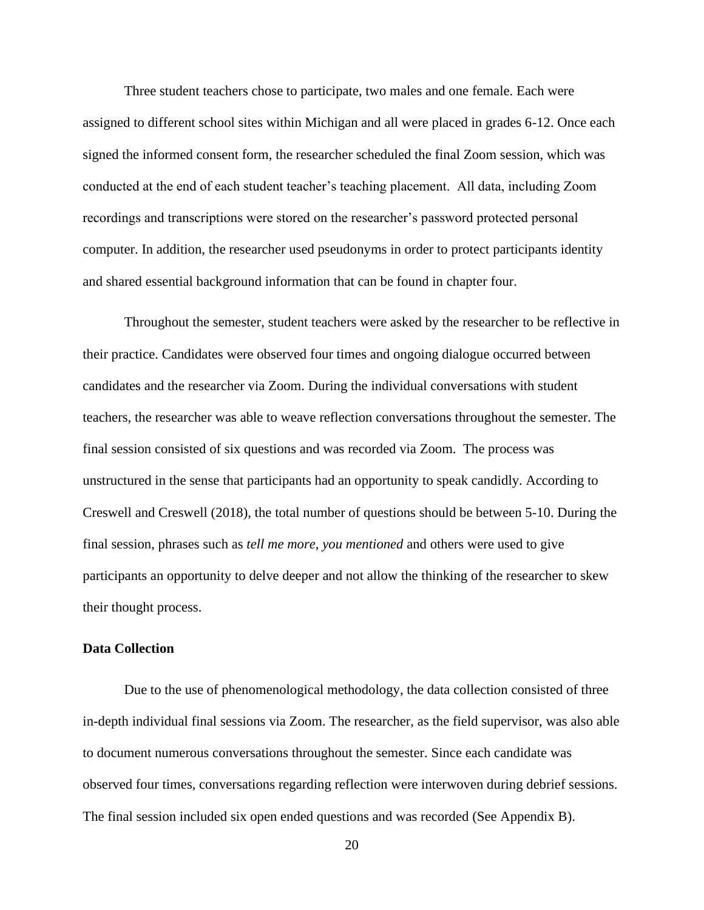Three student teachers chose to participate, two males and one female. Each were assigned to different school sites within Michigan and all were placed in grades 6-12. Once each signed the informed consent form, the researcher scheduled the final Zoom session, which was conducted at the end of each student teacher's teaching placement. All data, including Zoom recordings and transcriptions were stored on the researcher's password protected personal computer. In addition, the researcher used pseudonyms in order to protect participants identity and shared essential background information that can be found in chapter four.

Throughout the semester, student teachers were asked by the researcher to be reflective in their practice. Candidates were observed four times and ongoing dialogue occurred between candidates and the researcher via Zoom. During the individual conversations with student teachers, the researcher was able to weave reflection conversations throughout the semester. The final session consisted of six questions and was recorded via Zoom. The process was unstructured in the sense that participants had an opportunity to speak candidly. According to Creswell and Creswell (2018), the total number of questions should be between 5-10. During the final session, phrases such as *tell me more*, *you mentioned* and others were used to give participants an opportunity to delve deeper and not allow the thinking of the researcher to skew their thought process.

### Data Collection

Due to the use of phenomenological methodology, the data collection consisted of three in-depth individual final sessions via Zoom. The researcher, as the field supervisor, was also able to document numerous conversations throughout the semester. Since each candidate was observed four times, conversations regarding reflection were interwoven during debrief sessions. The final session included six open ended questions and was recorded (See Appendix B).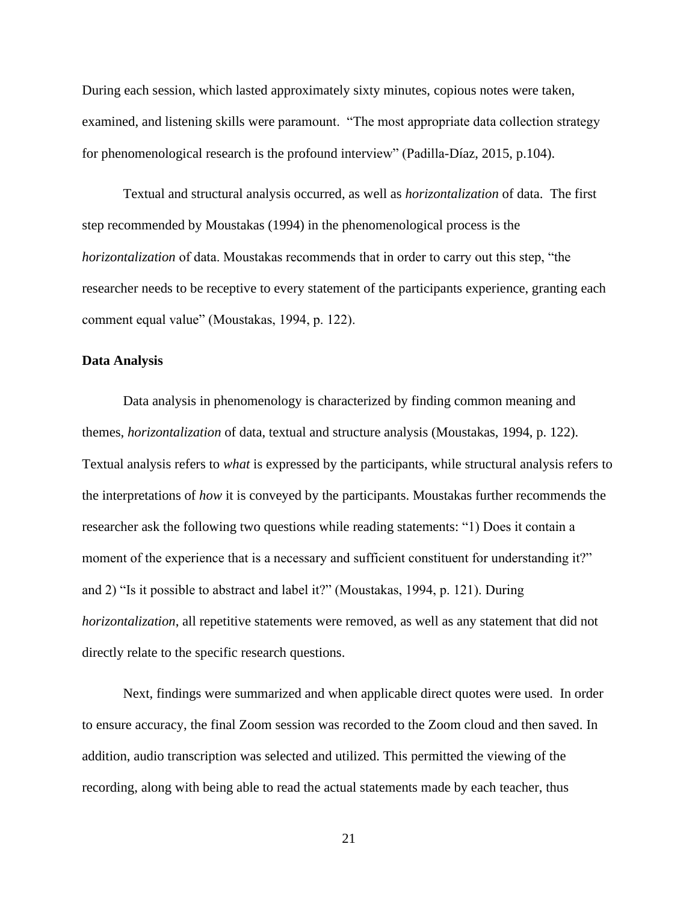During each session, which lasted approximately sixty minutes, copious notes were taken, examined, and listening skills were paramount. "The most appropriate data collection strategy for phenomenological research is the profound interview" (Padilla-Díaz, 2015, p.104).

Textual and structural analysis occurred, as well as *horizontalization* of data. The first step recommended by Moustakas (1994) in the phenomenological process is the *horizontalization* of data. Moustakas recommends that in order to carry out this step, "the researcher needs to be receptive to every statement of the participants experience, granting each comment equal value" (Moustakas, 1994, p. 122).

**Data Analysis**

Data analysis in phenomenology is characterized by finding common meaning and themes, *horizontalization* of data, textual and structure analysis (Moustakas, 1994, p. 122). Textual analysis refers to *what* is expressed by the participants, while structural analysis refers to the interpretations of *how* it is conveyed by the participants. Moustakas further recommends the researcher ask the following two questions while reading statements: "1) Does it contain a moment of the experience that is a necessary and sufficient constituent for understanding it?" and 2) "Is it possible to abstract and label it?" (Moustakas, 1994, p. 121). During *horizontalization*, all repetitive statements were removed, as well as any statement that did not directly relate to the specific research questions.

Next, findings were summarized and when applicable direct quotes were used. In order to ensure accuracy, the final Zoom session was recorded to the Zoom cloud and then saved. In addition, audio transcription was selected and utilized. This permitted the viewing of the recording, along with being able to read the actual statements made by each teacher, thus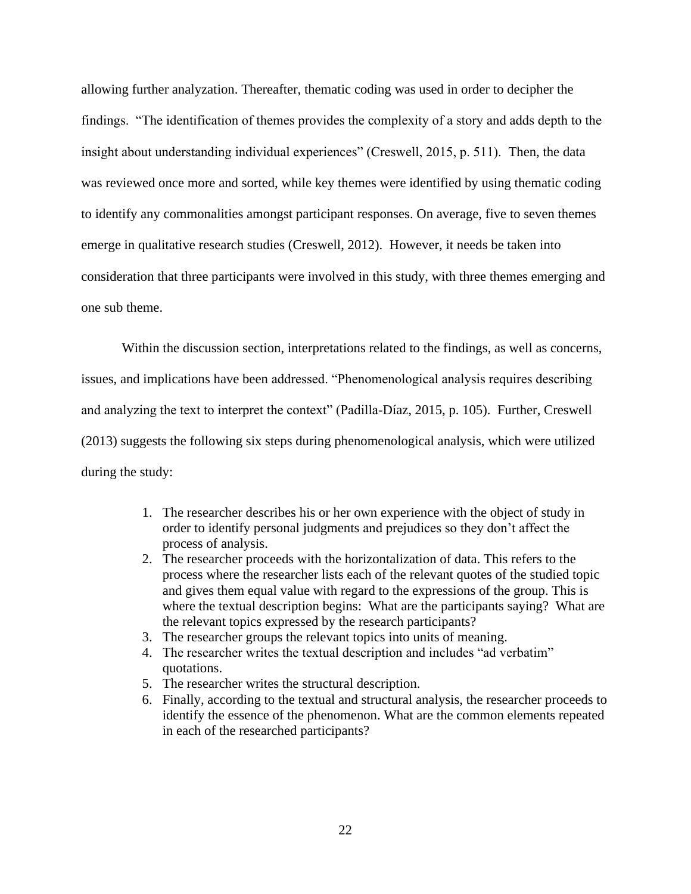allowing further analyzation. Thereafter, thematic coding was used in order to decipher the findings. "The identification of themes provides the complexity of a story and adds depth to the insight about understanding individual experiences" (Creswell, 2015, p. 511). Then, the data was reviewed once more and sorted, while key themes were identified by using thematic coding to identify any commonalities amongst participant responses. On average, five to seven themes emerge in qualitative research studies (Creswell, 2012). However, it needs be taken into consideration that three participants were involved in this study, with three themes emerging and one sub theme.

Within the discussion section, interpretations related to the findings, as well as concerns, issues, and implications have been addressed. "Phenomenological analysis requires describing and analyzing the text to interpret the context" (Padilla-Díaz, 2015, p. 105). Further, Creswell (2013) suggests the following six steps during phenomenological analysis, which were utilized during the study:

1. The researcher describes his or her own experience with the object of study in order to identify personal judgments and prejudices so they don't affect the process of analysis.
2. The researcher proceeds with the horizontalization of data. This refers to the process where the researcher lists each of the relevant quotes of the studied topic and gives them equal value with regard to the expressions of the group. This is where the textual description begins: What are the participants saying? What are the relevant topics expressed by the research participants?
3. The researcher groups the relevant topics into units of meaning.
4. The researcher writes the textual description and includes "ad verbatim" quotations.
5. The researcher writes the structural description.
6. Finally, according to the textual and structural analysis, the researcher proceeds to identify the essence of the phenomenon. What are the common elements repeated in each of the researched participants?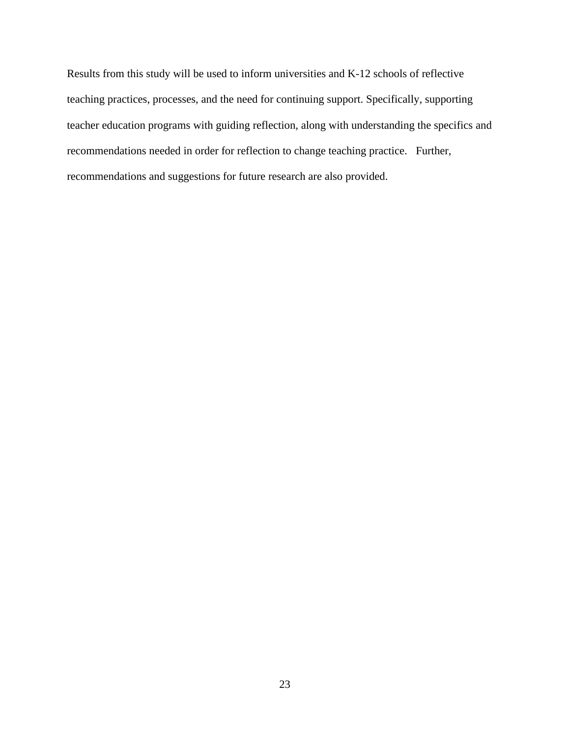Results from this study will be used to inform universities and K-12 schools of reflective teaching practices, processes, and the need for continuing support. Specifically, supporting teacher education programs with guiding reflection, along with understanding the specifics and recommendations needed in order for reflection to change teaching practice. Further, recommendations and suggestions for future research are also provided.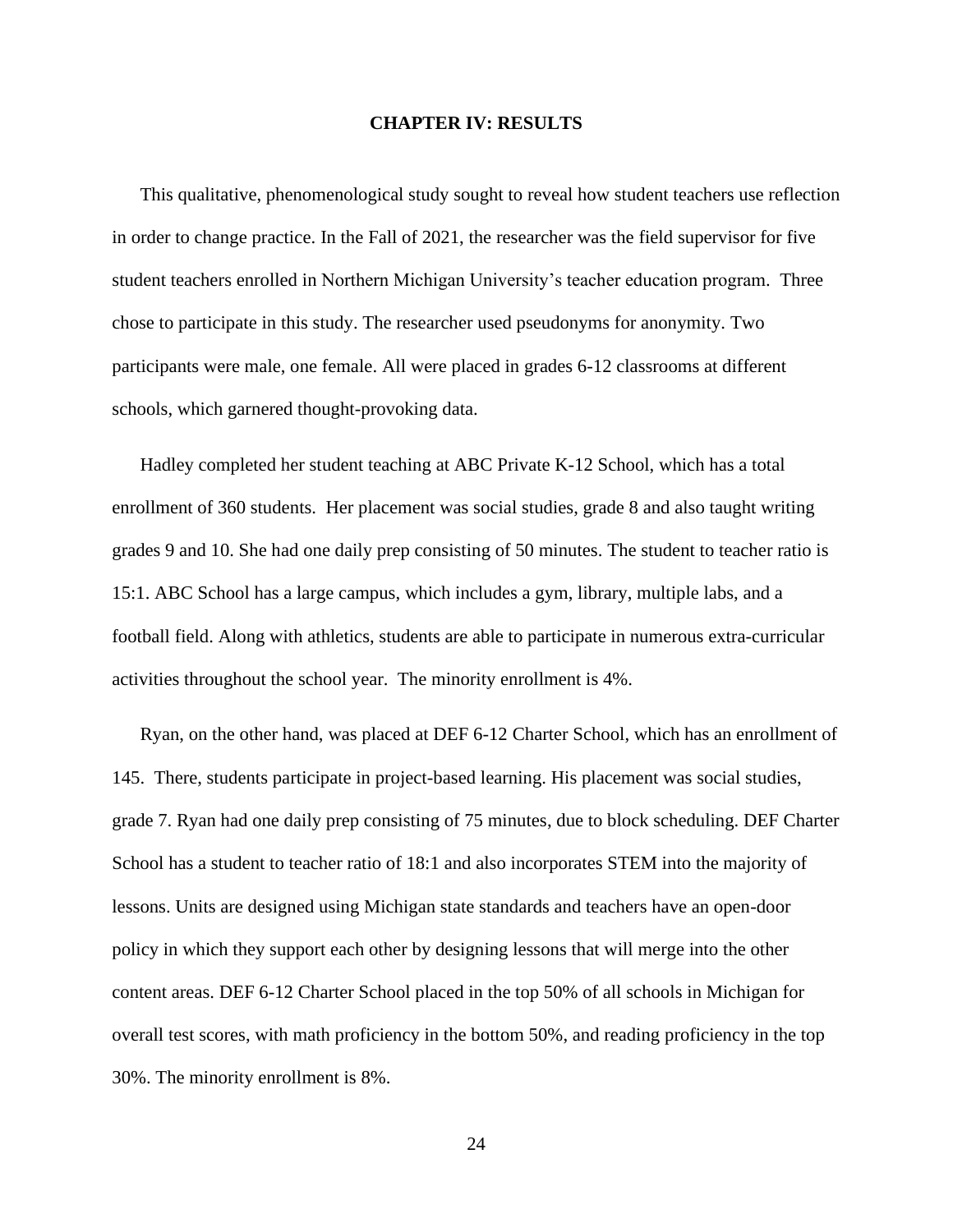# CHAPTER IV: RESULTS

This qualitative, phenomenological study sought to reveal how student teachers use reflection in order to change practice. In the Fall of 2021, the researcher was the field supervisor for five student teachers enrolled in Northern Michigan University's teacher education program. Three chose to participate in this study. The researcher used pseudonyms for anonymity. Two participants were male, one female. All were placed in grades 6-12 classrooms at different schools, which garnered thought-provoking data.

Hadley completed her student teaching at ABC Private K-12 School, which has a total enrollment of 360 students. Her placement was social studies, grade 8 and also taught writing grades 9 and 10. She had one daily prep consisting of 50 minutes. The student to teacher ratio is 15:1. ABC School has a large campus, which includes a gym, library, multiple labs, and a football field. Along with athletics, students are able to participate in numerous extra-curricular activities throughout the school year. The minority enrollment is 4%.

Ryan, on the other hand, was placed at DEF 6-12 Charter School, which has an enrollment of 145. There, students participate in project-based learning. His placement was social studies, grade 7. Ryan had one daily prep consisting of 75 minutes, due to block scheduling. DEF Charter School has a student to teacher ratio of 18:1 and also incorporates STEM into the majority of lessons. Units are designed using Michigan state standards and teachers have an open-door policy in which they support each other by designing lessons that will merge into the other content areas. DEF 6-12 Charter School placed in the top 50% of all schools in Michigan for overall test scores, with math proficiency in the bottom 50%, and reading proficiency in the top 30%. The minority enrollment is 8%.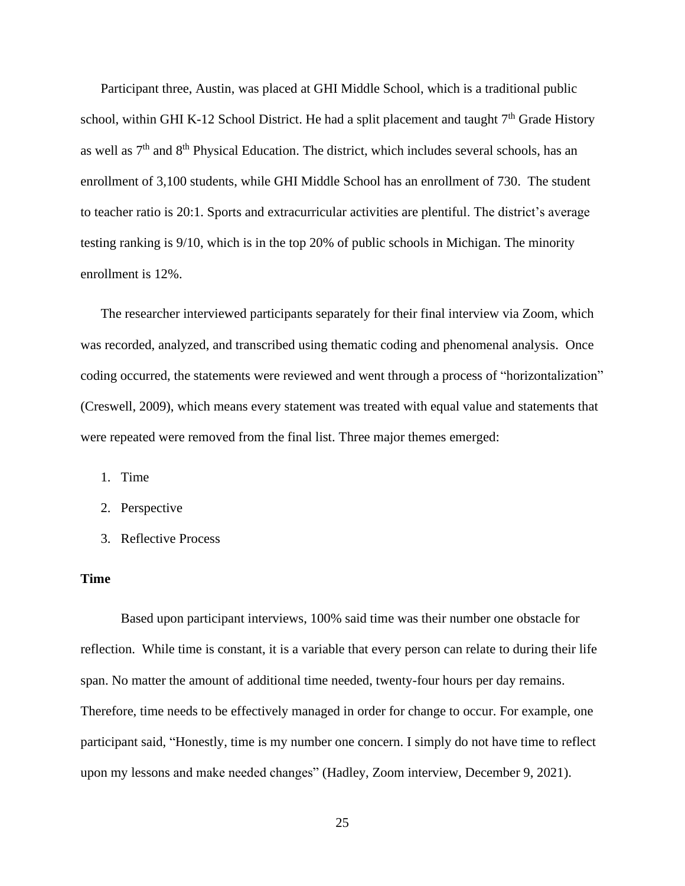Participant three, Austin, was placed at GHI Middle School, which is a traditional public school, within GHI K-12 School District. He had a split placement and taught 7th Grade History as well as 7th and 8th Physical Education. The district, which includes several schools, has an enrollment of 3,100 students, while GHI Middle School has an enrollment of 730. The student to teacher ratio is 20:1. Sports and extracurricular activities are plentiful. The district's average testing ranking is 9/10, which is in the top 20% of public schools in Michigan. The minority enrollment is 12%.

The researcher interviewed participants separately for their final interview via Zoom, which was recorded, analyzed, and transcribed using thematic coding and phenomenal analysis. Once coding occurred, the statements were reviewed and went through a process of "horizontalization" (Creswell, 2009), which means every statement was treated with equal value and statements that were repeated were removed from the final list. Three major themes emerged:

1. Time
2. Perspective
3. Reflective Process

**Time**

Based upon participant interviews, 100% said time was their number one obstacle for reflection. While time is constant, it is a variable that every person can relate to during their life span. No matter the amount of additional time needed, twenty-four hours per day remains. Therefore, time needs to be effectively managed in order for change to occur. For example, one participant said, "Honestly, time is my number one concern. I simply do not have time to reflect upon my lessons and make needed changes" (Hadley, Zoom interview, December 9, 2021).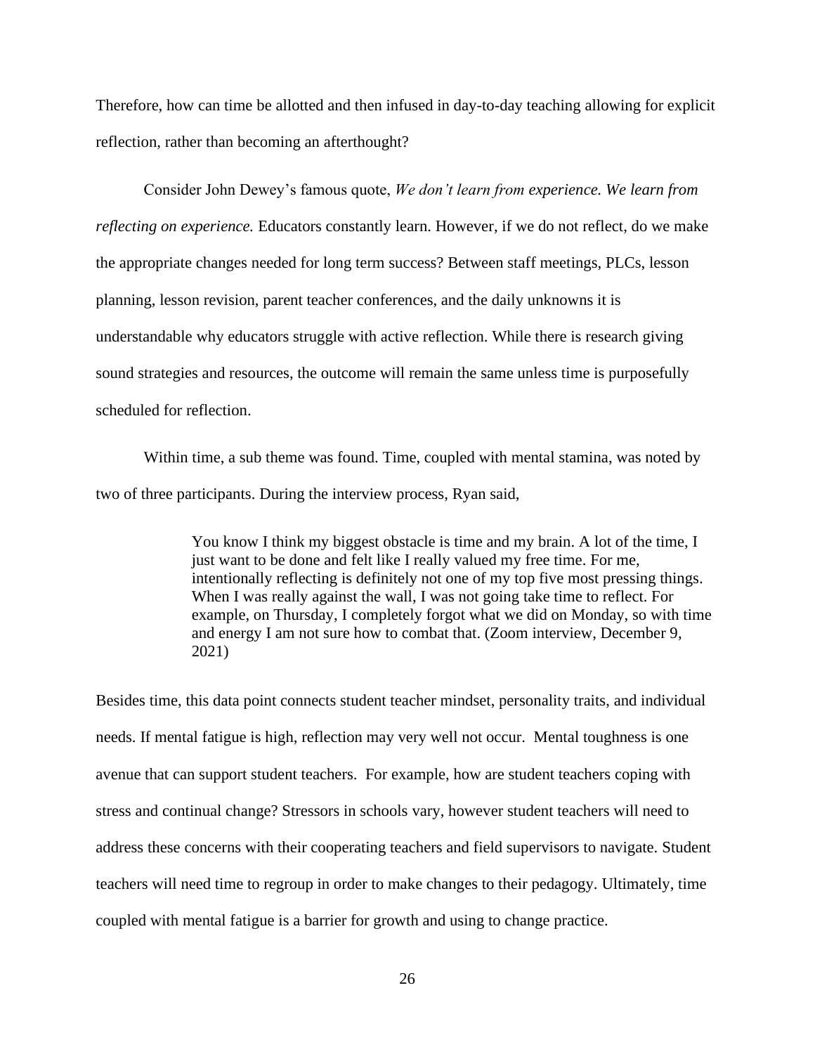Therefore, how can time be allotted and then infused in day-to-day teaching allowing for explicit reflection, rather than becoming an afterthought?

Consider John Dewey's famous quote, *We don't learn from experience. We learn from reflecting on experience.* Educators constantly learn. However, if we do not reflect, do we make the appropriate changes needed for long term success? Between staff meetings, PLCs, lesson planning, lesson revision, parent teacher conferences, and the daily unknowns it is understandable why educators struggle with active reflection. While there is research giving sound strategies and resources, the outcome will remain the same unless time is purposefully scheduled for reflection.

Within time, a sub theme was found. Time, coupled with mental stamina, was noted by two of three participants. During the interview process, Ryan said,

> You know I think my biggest obstacle is time and my brain. A lot of the time, I just want to be done and felt like I really valued my free time. For me, intentionally reflecting is definitely not one of my top five most pressing things. When I was really against the wall, I was not going take time to reflect. For example, on Thursday, I completely forgot what we did on Monday, so with time and energy I am not sure how to combat that. (Zoom interview, December 9, 2021)

Besides time, this data point connects student teacher mindset, personality traits, and individual needs. If mental fatigue is high, reflection may very well not occur. Mental toughness is one avenue that can support student teachers. For example, how are student teachers coping with stress and continual change? Stressors in schools vary, however student teachers will need to address these concerns with their cooperating teachers and field supervisors to navigate. Student teachers will need time to regroup in order to make changes to their pedagogy. Ultimately, time coupled with mental fatigue is a barrier for growth and using to change practice.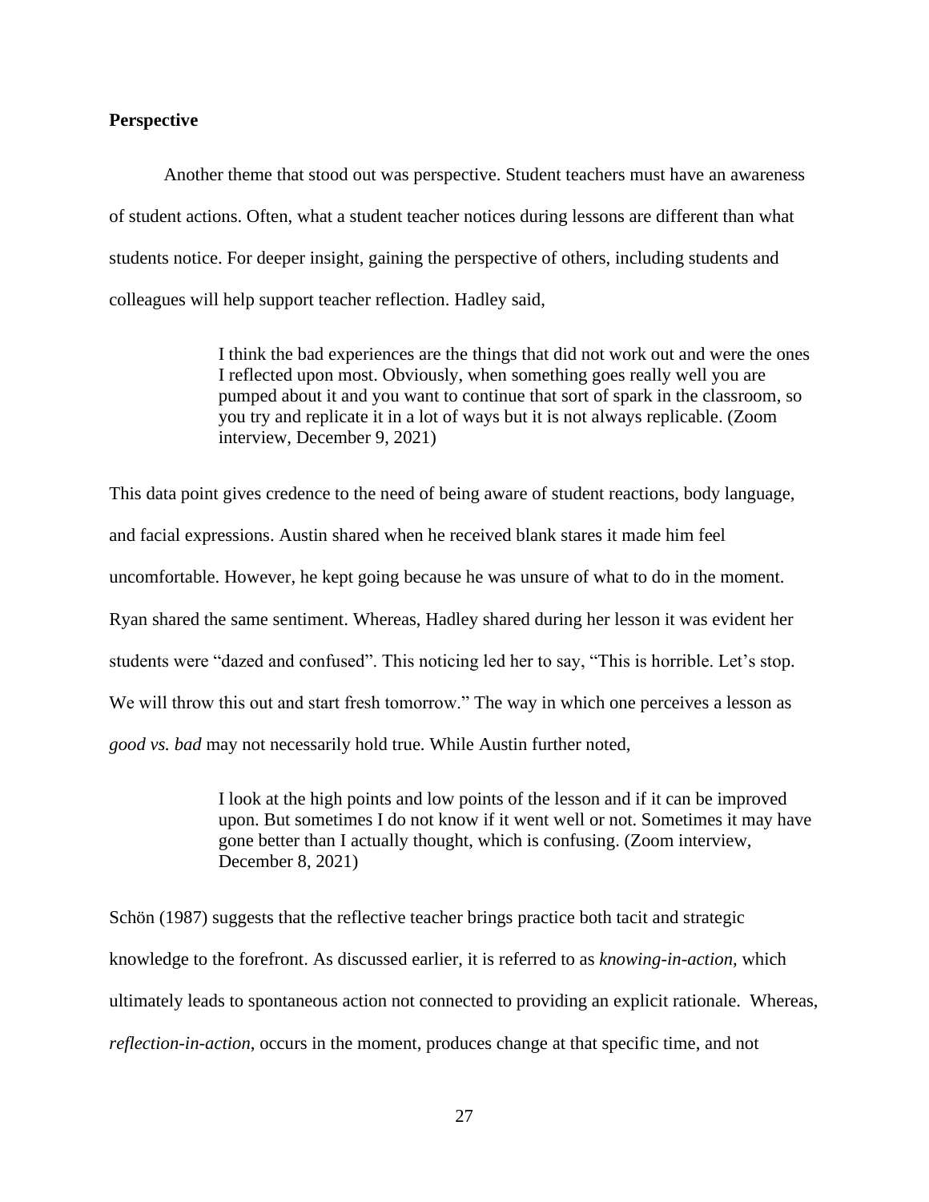**Perspective**

Another theme that stood out was perspective. Student teachers must have an awareness of student actions. Often, what a student teacher notices during lessons are different than what students notice. For deeper insight, gaining the perspective of others, including students and colleagues will help support teacher reflection. Hadley said,

> I think the bad experiences are the things that did not work out and were the ones I reflected upon most. Obviously, when something goes really well you are pumped about it and you want to continue that sort of spark in the classroom, so you try and replicate it in a lot of ways but it is not always replicable. (Zoom interview, December 9, 2021)

This data point gives credence to the need of being aware of student reactions, body language, and facial expressions. Austin shared when he received blank stares it made him feel uncomfortable. However, he kept going because he was unsure of what to do in the moment. Ryan shared the same sentiment. Whereas, Hadley shared during her lesson it was evident her students were "dazed and confused". This noticing led her to say, "This is horrible. Let's stop. We will throw this out and start fresh tomorrow." The way in which one perceives a lesson as *good vs. bad* may not necessarily hold true. While Austin further noted,

> I look at the high points and low points of the lesson and if it can be improved upon. But sometimes I do not know if it went well or not. Sometimes it may have gone better than I actually thought, which is confusing. (Zoom interview, December 8, 2021)

Schön (1987) suggests that the reflective teacher brings practice both tacit and strategic knowledge to the forefront. As discussed earlier, it is referred to as *knowing-in-action,* which ultimately leads to spontaneous action not connected to providing an explicit rationale. Whereas, *reflection-in-action*, occurs in the moment, produces change at that specific time, and not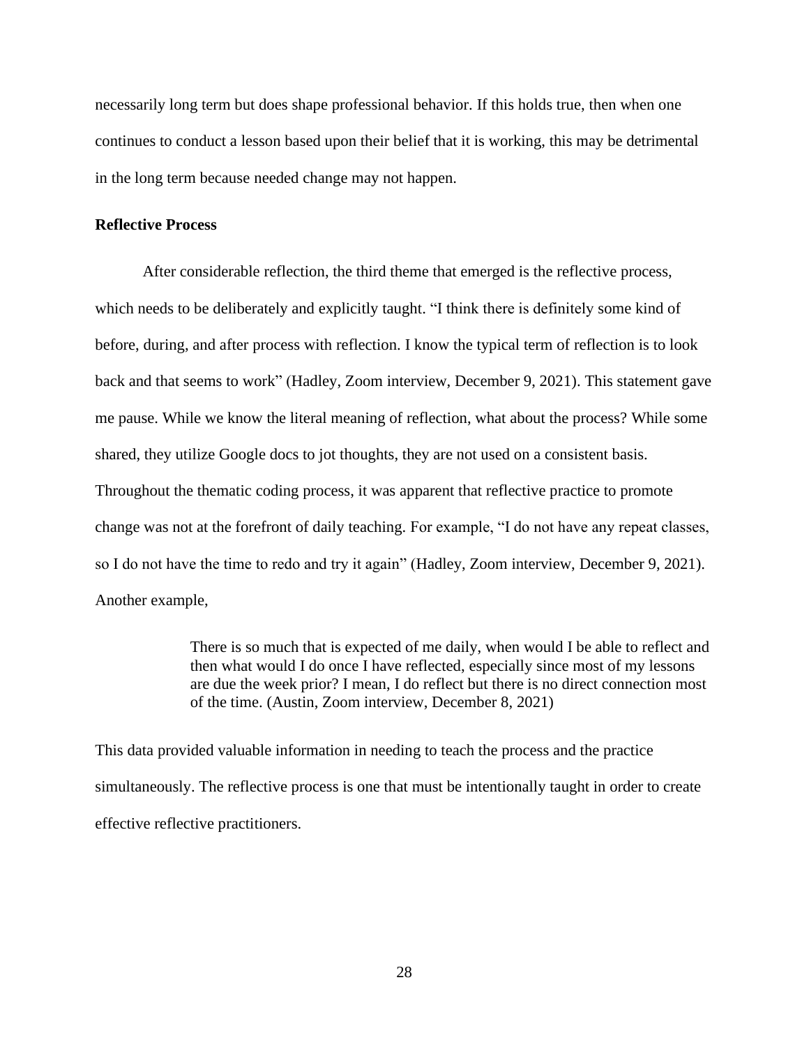necessarily long term but does shape professional behavior. If this holds true, then when one continues to conduct a lesson based upon their belief that it is working, this may be detrimental in the long term because needed change may not happen.

**Reflective Process**

After considerable reflection, the third theme that emerged is the reflective process, which needs to be deliberately and explicitly taught. "I think there is definitely some kind of before, during, and after process with reflection. I know the typical term of reflection is to look back and that seems to work" (Hadley, Zoom interview, December 9, 2021). This statement gave me pause. While we know the literal meaning of reflection, what about the process? While some shared, they utilize Google docs to jot thoughts, they are not used on a consistent basis. Throughout the thematic coding process, it was apparent that reflective practice to promote change was not at the forefront of daily teaching. For example, "I do not have any repeat classes, so I do not have the time to redo and try it again" (Hadley, Zoom interview, December 9, 2021). Another example,

> There is so much that is expected of me daily, when would I be able to reflect and then what would I do once I have reflected, especially since most of my lessons are due the week prior? I mean, I do reflect but there is no direct connection most of the time. (Austin, Zoom interview, December 8, 2021)

This data provided valuable information in needing to teach the process and the practice simultaneously. The reflective process is one that must be intentionally taught in order to create effective reflective practitioners.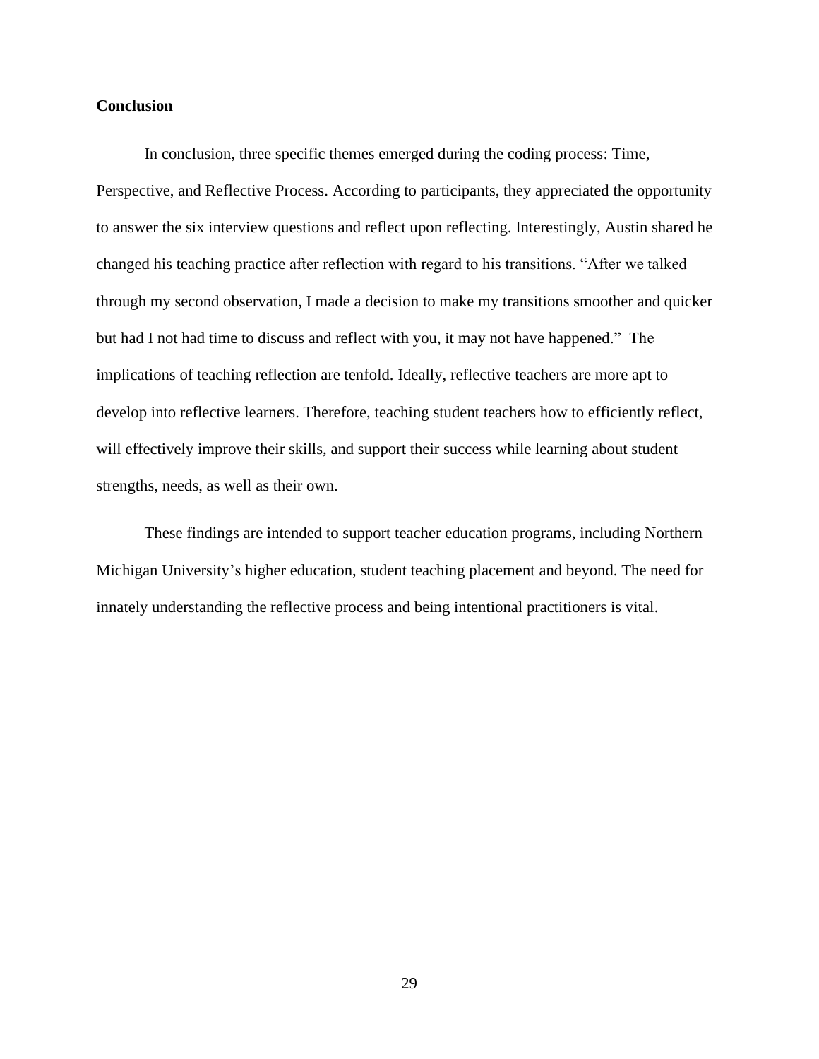**Conclusion**

In conclusion, three specific themes emerged during the coding process: Time, Perspective, and Reflective Process. According to participants, they appreciated the opportunity to answer the six interview questions and reflect upon reflecting. Interestingly, Austin shared he changed his teaching practice after reflection with regard to his transitions. "After we talked through my second observation, I made a decision to make my transitions smoother and quicker but had I not had time to discuss and reflect with you, it may not have happened." The implications of teaching reflection are tenfold. Ideally, reflective teachers are more apt to develop into reflective learners. Therefore, teaching student teachers how to efficiently reflect, will effectively improve their skills, and support their success while learning about student strengths, needs, as well as their own.

These findings are intended to support teacher education programs, including Northern Michigan University's higher education, student teaching placement and beyond. The need for innately understanding the reflective process and being intentional practitioners is vital.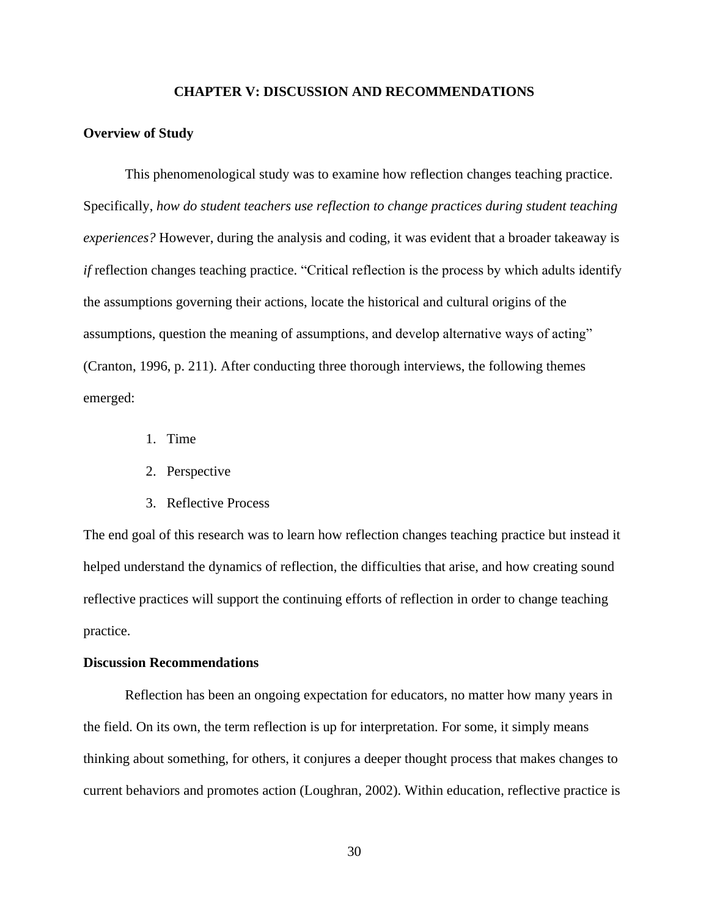# CHAPTER V: DISCUSSION AND RECOMMENDATIONS

## Overview of Study

This phenomenological study was to examine how reflection changes teaching practice. Specifically, *how do student teachers use reflection to change practices during student teaching experiences?* However, during the analysis and coding, it was evident that a broader takeaway is *if* reflection changes teaching practice. "Critical reflection is the process by which adults identify the assumptions governing their actions, locate the historical and cultural origins of the assumptions, question the meaning of assumptions, and develop alternative ways of acting" (Cranton, 1996, p. 211). After conducting three thorough interviews, the following themes emerged:

1. Time
2. Perspective
3. Reflective Process

The end goal of this research was to learn how reflection changes teaching practice but instead it helped understand the dynamics of reflection, the difficulties that arise, and how creating sound reflective practices will support the continuing efforts of reflection in order to change teaching practice.

## Discussion Recommendations

Reflection has been an ongoing expectation for educators, no matter how many years in the field. On its own, the term reflection is up for interpretation. For some, it simply means thinking about something, for others, it conjures a deeper thought process that makes changes to current behaviors and promotes action (Loughran, 2002). Within education, reflective practice is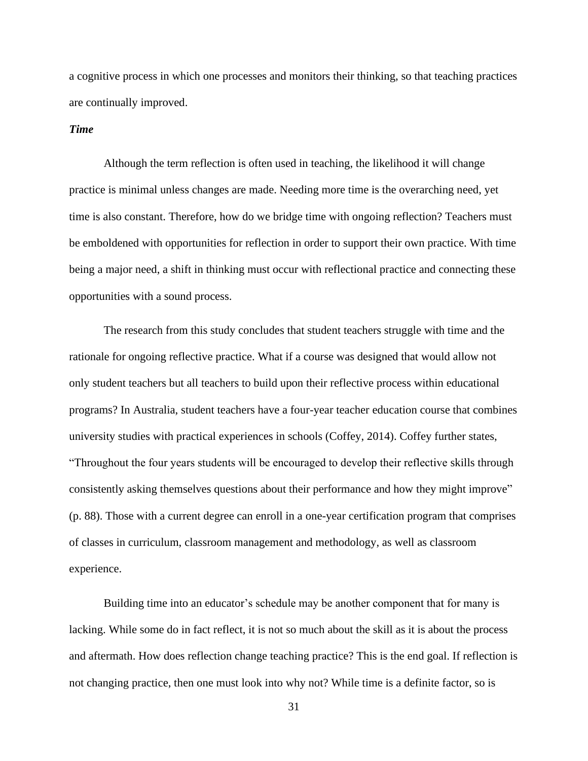a cognitive process in which one processes and monitors their thinking, so that teaching practices are continually improved.

### *Time*

Although the term reflection is often used in teaching, the likelihood it will change practice is minimal unless changes are made. Needing more time is the overarching need, yet time is also constant. Therefore, how do we bridge time with ongoing reflection? Teachers must be emboldened with opportunities for reflection in order to support their own practice. With time being a major need, a shift in thinking must occur with reflectional practice and connecting these opportunities with a sound process.

The research from this study concludes that student teachers struggle with time and the rationale for ongoing reflective practice. What if a course was designed that would allow not only student teachers but all teachers to build upon their reflective process within educational programs? In Australia, student teachers have a four-year teacher education course that combines university studies with practical experiences in schools (Coffey, 2014). Coffey further states, "Throughout the four years students will be encouraged to develop their reflective skills through consistently asking themselves questions about their performance and how they might improve" (p. 88). Those with a current degree can enroll in a one-year certification program that comprises of classes in curriculum, classroom management and methodology, as well as classroom experience.

Building time into an educator's schedule may be another component that for many is lacking. While some do in fact reflect, it is not so much about the skill as it is about the process and aftermath. How does reflection change teaching practice? This is the end goal. If reflection is not changing practice, then one must look into why not? While time is a definite factor, so is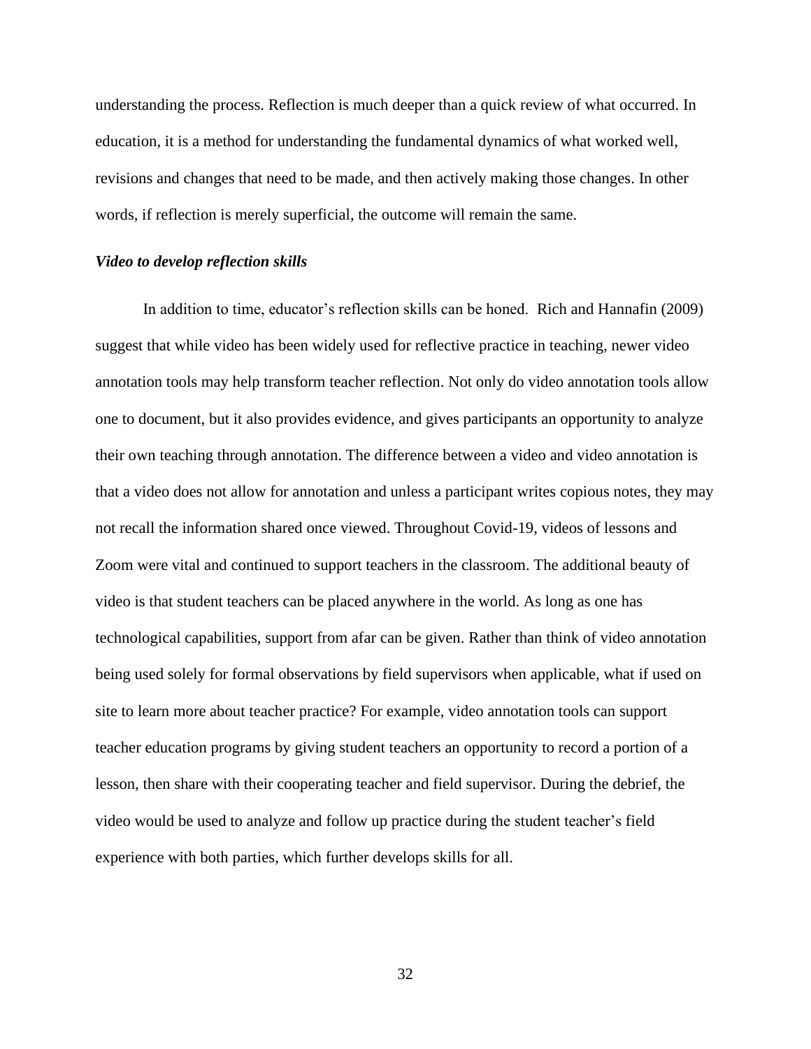understanding the process. Reflection is much deeper than a quick review of what occurred. In education, it is a method for understanding the fundamental dynamics of what worked well, revisions and changes that need to be made, and then actively making those changes. In other words, if reflection is merely superficial, the outcome will remain the same.

***Video to develop reflection skills***

In addition to time, educator's reflection skills can be honed. Rich and Hannafin (2009) suggest that while video has been widely used for reflective practice in teaching, newer video annotation tools may help transform teacher reflection. Not only do video annotation tools allow one to document, but it also provides evidence, and gives participants an opportunity to analyze their own teaching through annotation. The difference between a video and video annotation is that a video does not allow for annotation and unless a participant writes copious notes, they may not recall the information shared once viewed. Throughout Covid-19, videos of lessons and Zoom were vital and continued to support teachers in the classroom. The additional beauty of video is that student teachers can be placed anywhere in the world. As long as one has technological capabilities, support from afar can be given. Rather than think of video annotation being used solely for formal observations by field supervisors when applicable, what if used on site to learn more about teacher practice? For example, video annotation tools can support teacher education programs by giving student teachers an opportunity to record a portion of a lesson, then share with their cooperating teacher and field supervisor. During the debrief, the video would be used to analyze and follow up practice during the student teacher's field experience with both parties, which further develops skills for all.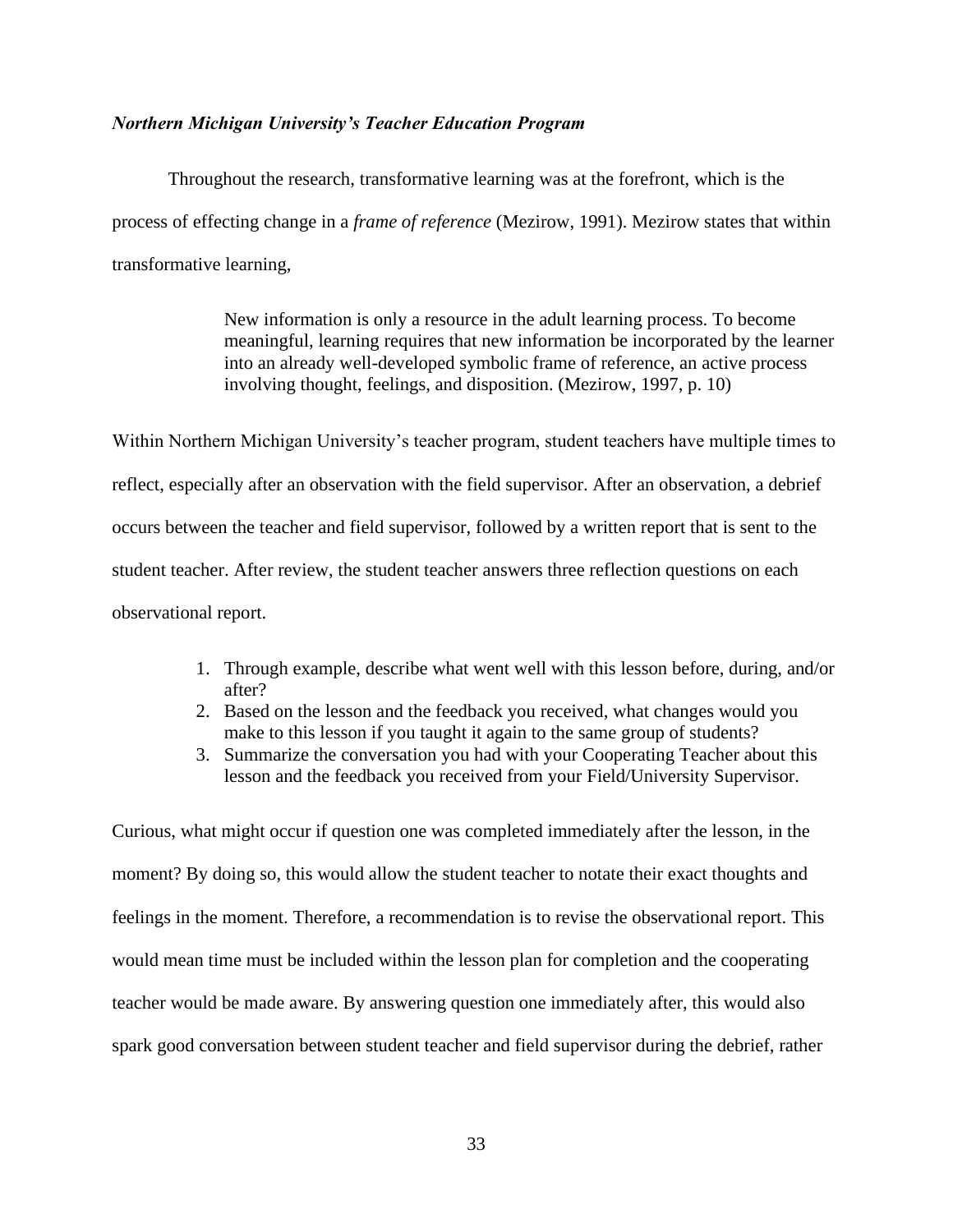### ***Northern Michigan University's Teacher Education Program***

Throughout the research, transformative learning was at the forefront, which is the process of effecting change in a *frame of reference* (Mezirow, 1991). Mezirow states that within transformative learning,

> New information is only a resource in the adult learning process. To become meaningful, learning requires that new information be incorporated by the learner into an already well-developed symbolic frame of reference, an active process involving thought, feelings, and disposition. (Mezirow, 1997, p. 10)

Within Northern Michigan University's teacher program, student teachers have multiple times to reflect, especially after an observation with the field supervisor. After an observation, a debrief occurs between the teacher and field supervisor, followed by a written report that is sent to the student teacher. After review, the student teacher answers three reflection questions on each observational report.

1. Through example, describe what went well with this lesson before, during, and/or after?
2. Based on the lesson and the feedback you received, what changes would you make to this lesson if you taught it again to the same group of students?
3. Summarize the conversation you had with your Cooperating Teacher about this lesson and the feedback you received from your Field/University Supervisor.

Curious, what might occur if question one was completed immediately after the lesson, in the moment? By doing so, this would allow the student teacher to notate their exact thoughts and feelings in the moment. Therefore, a recommendation is to revise the observational report. This would mean time must be included within the lesson plan for completion and the cooperating teacher would be made aware. By answering question one immediately after, this would also spark good conversation between student teacher and field supervisor during the debrief, rather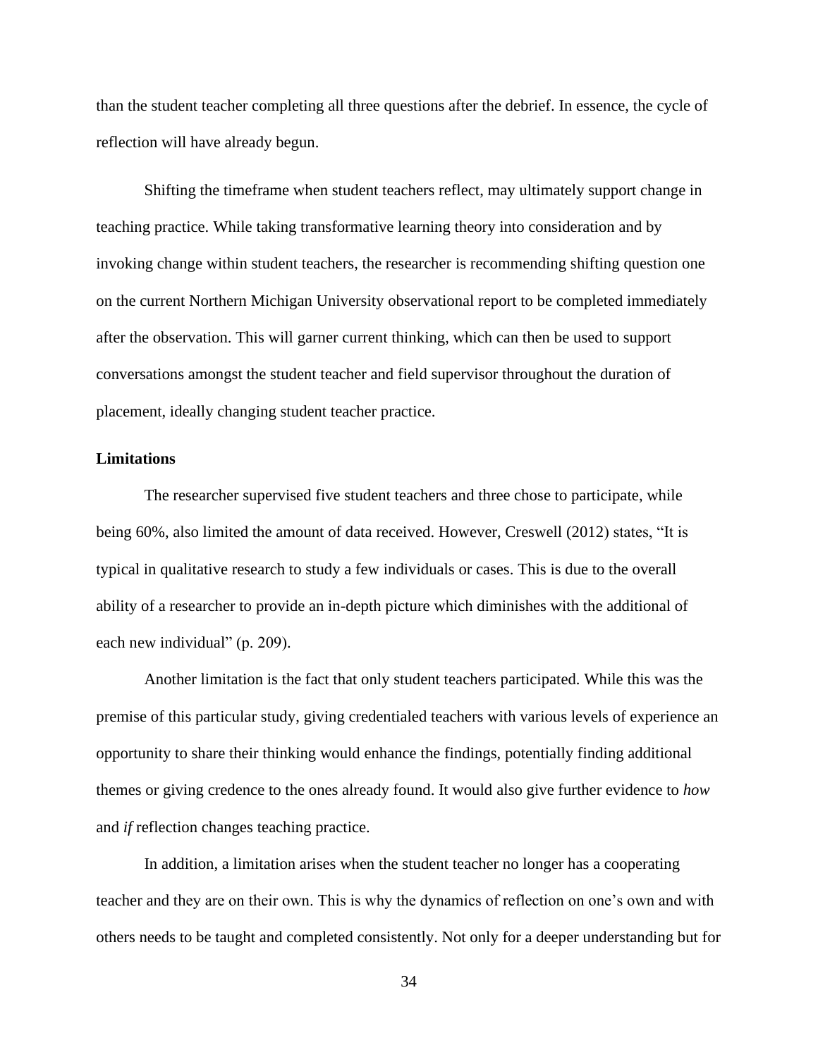than the student teacher completing all three questions after the debrief. In essence, the cycle of reflection will have already begun.

Shifting the timeframe when student teachers reflect, may ultimately support change in teaching practice. While taking transformative learning theory into consideration and by invoking change within student teachers, the researcher is recommending shifting question one on the current Northern Michigan University observational report to be completed immediately after the observation. This will garner current thinking, which can then be used to support conversations amongst the student teacher and field supervisor throughout the duration of placement, ideally changing student teacher practice.

**Limitations**

The researcher supervised five student teachers and three chose to participate, while being 60%, also limited the amount of data received. However, Creswell (2012) states, “It is typical in qualitative research to study a few individuals or cases. This is due to the overall ability of a researcher to provide an in-depth picture which diminishes with the additional of each new individual” (p. 209).

Another limitation is the fact that only student teachers participated. While this was the premise of this particular study, giving credentialed teachers with various levels of experience an opportunity to share their thinking would enhance the findings, potentially finding additional themes or giving credence to the ones already found. It would also give further evidence to *how* and *if* reflection changes teaching practice.

In addition, a limitation arises when the student teacher no longer has a cooperating teacher and they are on their own. This is why the dynamics of reflection on one’s own and with others needs to be taught and completed consistently. Not only for a deeper understanding but for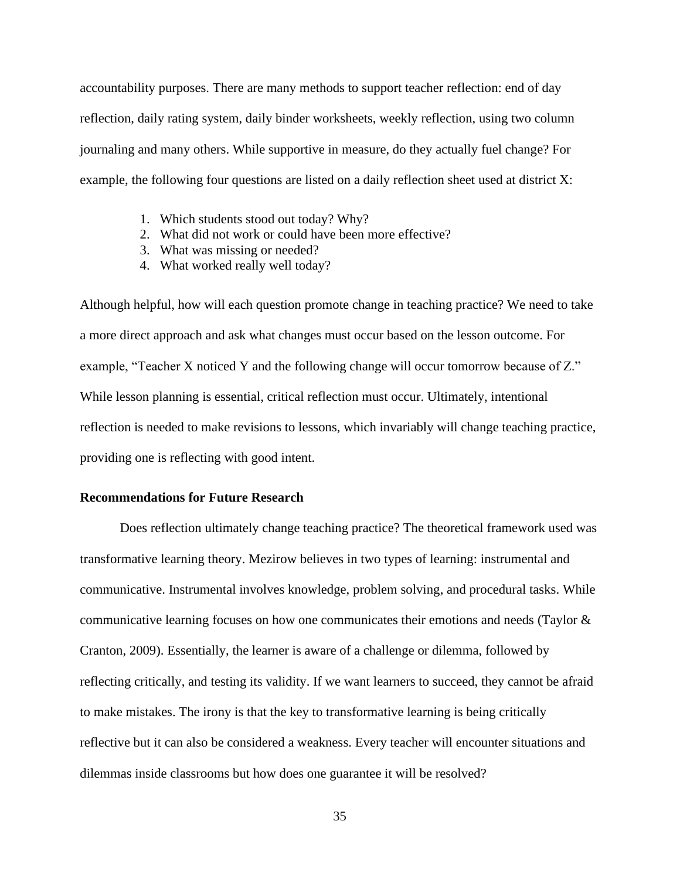accountability purposes. There are many methods to support teacher reflection: end of day reflection, daily rating system, daily binder worksheets, weekly reflection, using two column journaling and many others. While supportive in measure, do they actually fuel change? For example, the following four questions are listed on a daily reflection sheet used at district X:

1. Which students stood out today? Why?
2. What did not work or could have been more effective?
3. What was missing or needed?
4. What worked really well today?

Although helpful, how will each question promote change in teaching practice? We need to take a more direct approach and ask what changes must occur based on the lesson outcome. For example, "Teacher X noticed Y and the following change will occur tomorrow because of Z." While lesson planning is essential, critical reflection must occur. Ultimately, intentional reflection is needed to make revisions to lessons, which invariably will change teaching practice, providing one is reflecting with good intent.

**Recommendations for Future Research**

Does reflection ultimately change teaching practice? The theoretical framework used was transformative learning theory. Mezirow believes in two types of learning: instrumental and communicative. Instrumental involves knowledge, problem solving, and procedural tasks. While communicative learning focuses on how one communicates their emotions and needs (Taylor & Cranton, 2009). Essentially, the learner is aware of a challenge or dilemma, followed by reflecting critically, and testing its validity. If we want learners to succeed, they cannot be afraid to make mistakes. The irony is that the key to transformative learning is being critically reflective but it can also be considered a weakness. Every teacher will encounter situations and dilemmas inside classrooms but how does one guarantee it will be resolved?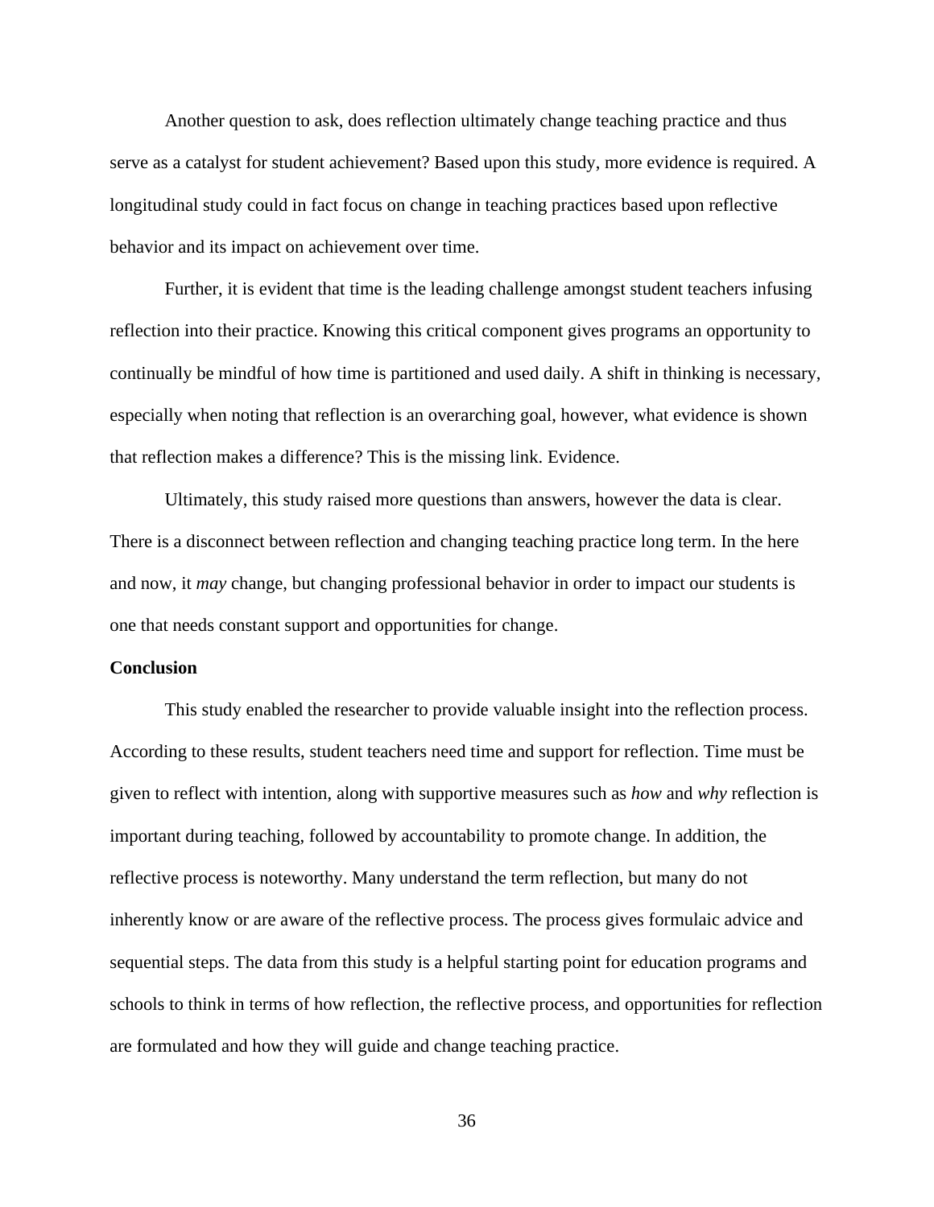Another question to ask, does reflection ultimately change teaching practice and thus serve as a catalyst for student achievement? Based upon this study, more evidence is required. A longitudinal study could in fact focus on change in teaching practices based upon reflective behavior and its impact on achievement over time.

Further, it is evident that time is the leading challenge amongst student teachers infusing reflection into their practice. Knowing this critical component gives programs an opportunity to continually be mindful of how time is partitioned and used daily. A shift in thinking is necessary, especially when noting that reflection is an overarching goal, however, what evidence is shown that reflection makes a difference? This is the missing link. Evidence.

Ultimately, this study raised more questions than answers, however the data is clear. There is a disconnect between reflection and changing teaching practice long term. In the here and now, it *may* change, but changing professional behavior in order to impact our students is one that needs constant support and opportunities for change.

**Conclusion**

This study enabled the researcher to provide valuable insight into the reflection process. According to these results, student teachers need time and support for reflection. Time must be given to reflect with intention, along with supportive measures such as *how* and *why* reflection is important during teaching, followed by accountability to promote change. In addition, the reflective process is noteworthy. Many understand the term reflection, but many do not inherently know or are aware of the reflective process. The process gives formulaic advice and sequential steps. The data from this study is a helpful starting point for education programs and schools to think in terms of how reflection, the reflective process, and opportunities for reflection are formulated and how they will guide and change teaching practice.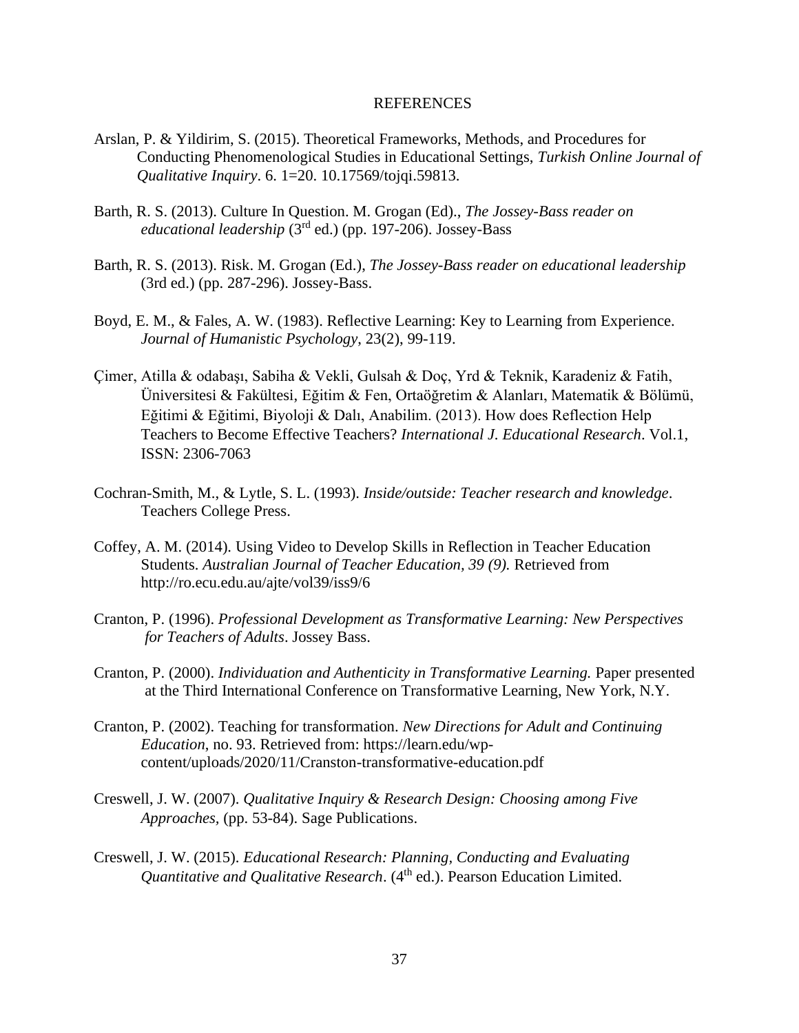# REFERENCES

Arslan, P. & Yildirim, S. (2015). Theoretical Frameworks, Methods, and Procedures for Conducting Phenomenological Studies in Educational Settings, *Turkish Online Journal of Qualitative Inquiry*. 6. 1=20. 10.17569/tojqi.59813.

Barth, R. S. (2013). Culture In Question. M. Grogan (Ed)., *The Jossey-Bass reader on educational leadership* (3rd ed.) (pp. 197-206). Jossey-Bass

Barth, R. S. (2013). Risk. M. Grogan (Ed.), *The Jossey-Bass reader on educational leadership* (3rd ed.) (pp. 287-296). Jossey-Bass.

Boyd, E. M., & Fales, A. W. (1983). Reflective Learning: Key to Learning from Experience. *Journal of Humanistic Psychology*, 23(2), 99-119.

Çimer, Atilla & odabaşı, Sabiha & Vekli, Gulsah & Doç, Yrd & Teknik, Karadeniz & Fatih, Üniversitesi & Fakültesi, Eğitim & Fen, Ortaöğretim & Alanları, Matematik & Bölümü, Eğitimi & Eğitimi, Biyoloji & Dalı, Anabilim. (2013). How does Reflection Help Teachers to Become Effective Teachers? *International J. Educational Research*. Vol.1, ISSN: 2306-7063

Cochran-Smith, M., & Lytle, S. L. (1993). *Inside/outside: Teacher research and knowledge*. Teachers College Press.

Coffey, A. M. (2014). Using Video to Develop Skills in Reflection in Teacher Education Students. *Australian Journal of Teacher Education, 39 (9).* Retrieved from http://ro.ecu.edu.au/ajte/vol39/iss9/6

Cranton, P. (1996). *Professional Development as Transformative Learning: New Perspectives for Teachers of Adults*. Jossey Bass.

Cranton, P. (2000). *Individuation and Authenticity in Transformative Learning.* Paper presented at the Third International Conference on Transformative Learning, New York, N.Y.

Cranton, P. (2002). Teaching for transformation. *New Directions for Adult and Continuing Education*, no. 93. Retrieved from: https://learn.edu/wp-content/uploads/2020/11/Cranston-transformative-education.pdf

Creswell, J. W. (2007). *Qualitative Inquiry & Research Design: Choosing among Five Approaches,* (pp. 53-84). Sage Publications.

Creswell, J. W. (2015). *Educational Research: Planning, Conducting and Evaluating Quantitative and Qualitative Research*. (4th ed.). Pearson Education Limited.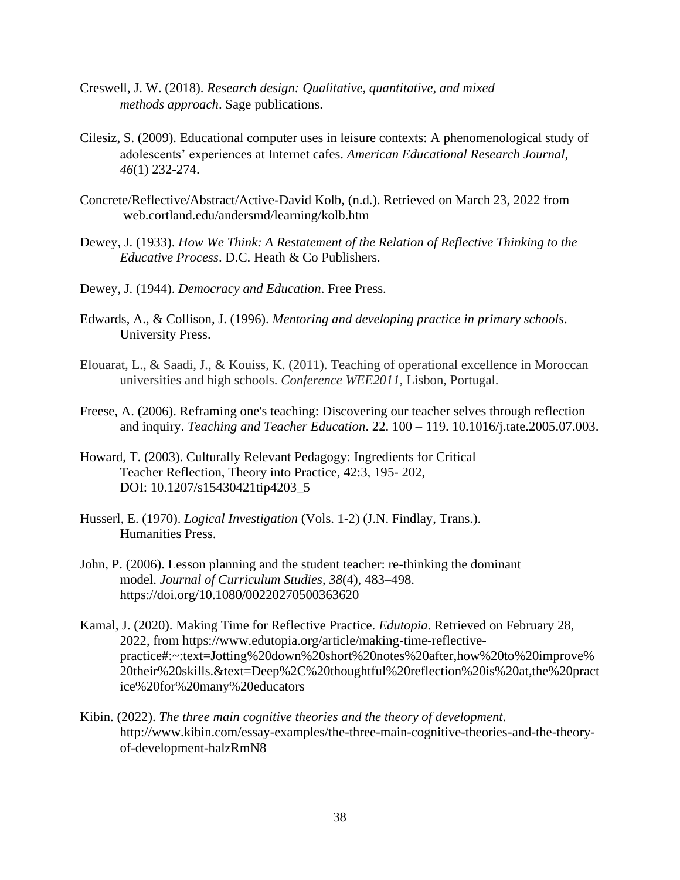Creswell, J. W. (2018). *Research design: Qualitative, quantitative, and mixed methods approach*. Sage publications.

Cilesiz, S. (2009). Educational computer uses in leisure contexts: A phenomenological study of adolescents' experiences at Internet cafes. *American Educational Research Journal*, *46*(1) 232-274.

Concrete/Reflective/Abstract/Active-David Kolb, (n.d.). Retrieved on March 23, 2022 from web.cortland.edu/andersmd/learning/kolb.htm

Dewey, J. (1933). *How We Think: A Restatement of the Relation of Reflective Thinking to the Educative Process*. D.C. Heath & Co Publishers.

Dewey, J. (1944). *Democracy and Education*. Free Press.

Edwards, A., & Collison, J. (1996). *Mentoring and developing practice in primary schools*. University Press.

Elouarat, L., & Saadi, J., & Kouiss, K. (2011). Teaching of operational excellence in Moroccan universities and high schools. *Conference WEE2011*, Lisbon, Portugal.

Freese, A. (2006). Reframing one's teaching: Discovering our teacher selves through reflection and inquiry. *Teaching and Teacher Education*. 22. 100 – 119. 10.1016/j.tate.2005.07.003.

Howard, T. (2003). Culturally Relevant Pedagogy: Ingredients for Critical Teacher Reflection, Theory into Practice, 42:3, 195- 202, DOI: 10.1207/s15430421tip4203_5

Husserl, E. (1970). *Logical Investigation* (Vols. 1-2) (J.N. Findlay, Trans.). Humanities Press.

John, P. (2006). Lesson planning and the student teacher: re-thinking the dominant model. *Journal of Curriculum Studies*, *38*(4), 483–498. https://doi.org/10.1080/00220270500363620

Kamal, J. (2020). Making Time for Reflective Practice. *Edutopia*. Retrieved on February 28, 2022, from https://www.edutopia.org/article/making-time-reflective-practice#:~:text=Jotting%20down%20short%20notes%20after,how%20to%20improve%20their%20skills.&text=Deep%2C%20thoughtful%20reflection%20is%20at,the%20practice%20for%20many%20educators

Kibin. (2022). *The three main cognitive theories and the theory of development*. http://www.kibin.com/essay-examples/the-three-main-cognitive-theories-and-the-theory-of-development-halzRmN8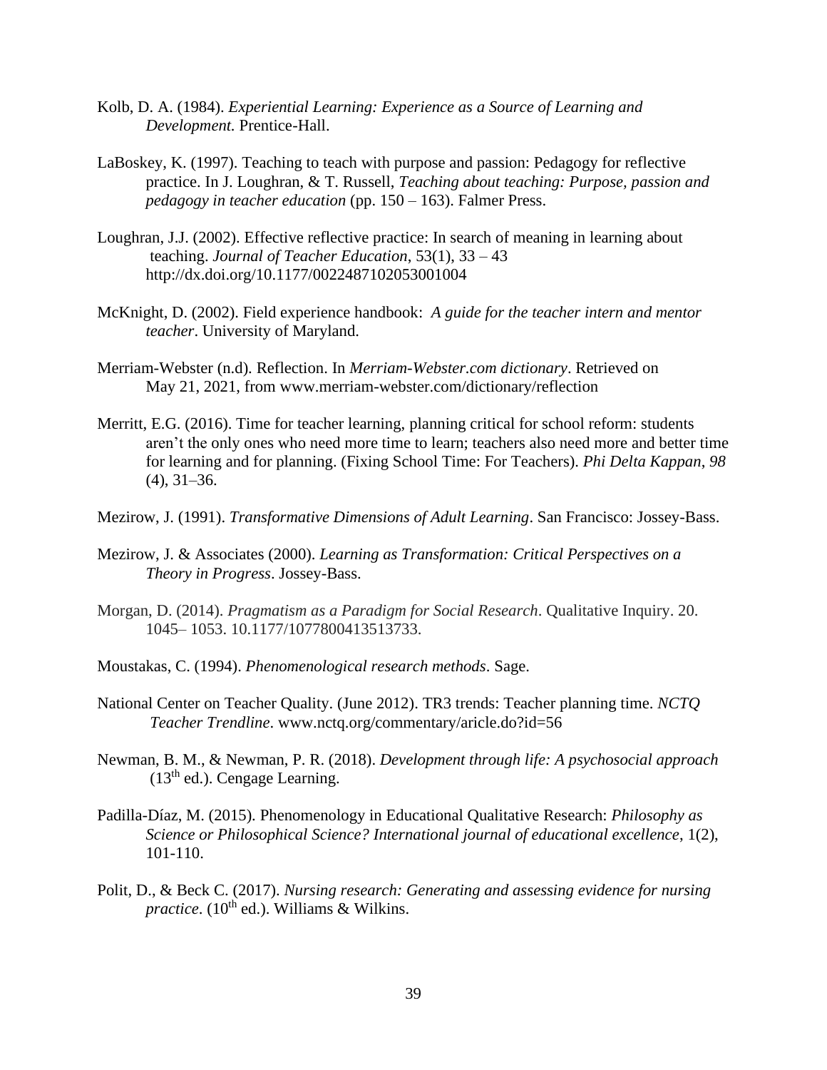Kolb, D. A. (1984). *Experiential Learning: Experience as a Source of Learning and Development.* Prentice-Hall.

LaBoskey, K. (1997). Teaching to teach with purpose and passion: Pedagogy for reflective practice. In J. Loughran, & T. Russell, *Teaching about teaching: Purpose, passion and pedagogy in teacher education* (pp. 150 – 163). Falmer Press.

Loughran, J.J. (2002). Effective reflective practice: In search of meaning in learning about teaching. *Journal of Teacher Education*, 53(1), 33 – 43 http://dx.doi.org/10.1177/0022487102053001004

McKnight, D. (2002). Field experience handbook: *A guide for the teacher intern and mentor teacher*. University of Maryland.

Merriam-Webster (n.d). Reflection. In *Merriam-Webster.com dictionary*. Retrieved on May 21, 2021, from www.merriam-webster.com/dictionary/reflection

Merritt, E.G. (2016). Time for teacher learning, planning critical for school reform: students aren't the only ones who need more time to learn; teachers also need more and better time for learning and for planning. (Fixing School Time: For Teachers). *Phi Delta Kappan*, *98* (4), 31–36.

Mezirow, J. (1991). *Transformative Dimensions of Adult Learning*. San Francisco: Jossey-Bass.

Mezirow, J. & Associates (2000). *Learning as Transformation: Critical Perspectives on a Theory in Progress*. Jossey-Bass.

Morgan, D. (2014). *Pragmatism as a Paradigm for Social Research*. Qualitative Inquiry. 20. 1045– 1053. 10.1177/1077800413513733.

Moustakas, C. (1994). *Phenomenological research methods*. Sage.

National Center on Teacher Quality. (June 2012). TR3 trends: Teacher planning time. *NCTQ Teacher Trendline.* www.nctq.org/commentary/aricle.do?id=56

Newman, B. M., & Newman, P. R. (2018). *Development through life: A psychosocial approach* (13th ed.). Cengage Learning.

Padilla-Díaz, M. (2015). Phenomenology in Educational Qualitative Research: *Philosophy as Science or Philosophical Science? International journal of educational excellence*, 1(2), 101-110.

Polit, D., & Beck C. (2017). *Nursing research: Generating and assessing evidence for nursing practice*. (10th ed.). Williams & Wilkins.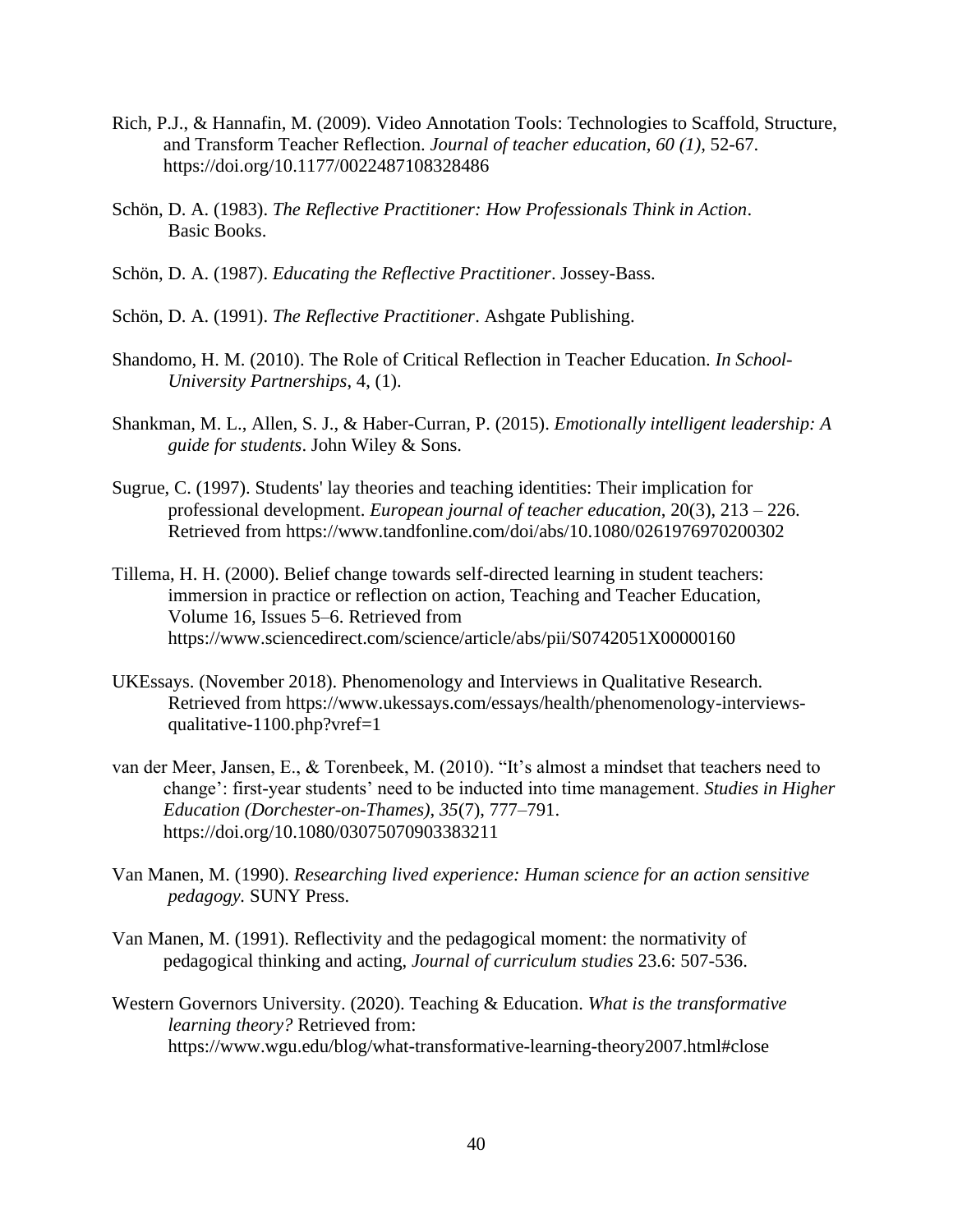Rich, P.J., & Hannafin, M. (2009). Video Annotation Tools: Technologies to Scaffold, Structure, and Transform Teacher Reflection. *Journal of teacher education, 60 (1),* 52-67. https://doi.org/10.1177/0022487108328486

Schön, D. A. (1983). *The Reflective Practitioner: How Professionals Think in Action*. Basic Books.

Schön, D. A. (1987). *Educating the Reflective Practitioner*. Jossey-Bass.

Schön, D. A. (1991). *The Reflective Practitioner*. Ashgate Publishing.

Shandomo, H. M. (2010). The Role of Critical Reflection in Teacher Education. *In School-University Partnerships*, 4, (1).

Shankman, M. L., Allen, S. J., & Haber-Curran, P. (2015). *Emotionally intelligent leadership: A guide for students*. John Wiley & Sons.

Sugrue, C. (1997). Students' lay theories and teaching identities: Their implication for professional development. *European journal of teacher education*, 20(3), 213 – 226. Retrieved from https://www.tandfonline.com/doi/abs/10.1080/0261976970200302

Tillema, H. H. (2000). Belief change towards self-directed learning in student teachers: immersion in practice or reflection on action, Teaching and Teacher Education, Volume 16, Issues 5–6. Retrieved from https://www.sciencedirect.com/science/article/abs/pii/S0742051X00000160

UKEssays. (November 2018). Phenomenology and Interviews in Qualitative Research. Retrieved from https://www.ukessays.com/essays/health/phenomenology-interviews-qualitative-1100.php?vref=1

van der Meer, Jansen, E., & Torenbeek, M. (2010). "It's almost a mindset that teachers need to change': first-year students' need to be inducted into time management. *Studies in Higher Education (Dorchester-on-Thames), 35*(7), 777–791. https://doi.org/10.1080/03075070903383211

Van Manen, M. (1990). *Researching lived experience: Human science for an action sensitive pedagogy.* SUNY Press.

Van Manen, M. (1991). Reflectivity and the pedagogical moment: the normativity of pedagogical thinking and acting, *Journal of curriculum studies* 23.6: 507-536.

Western Governors University. (2020). Teaching & Education. *What is the transformative learning theory?* Retrieved from: https://www.wgu.edu/blog/what-transformative-learning-theory2007.html#close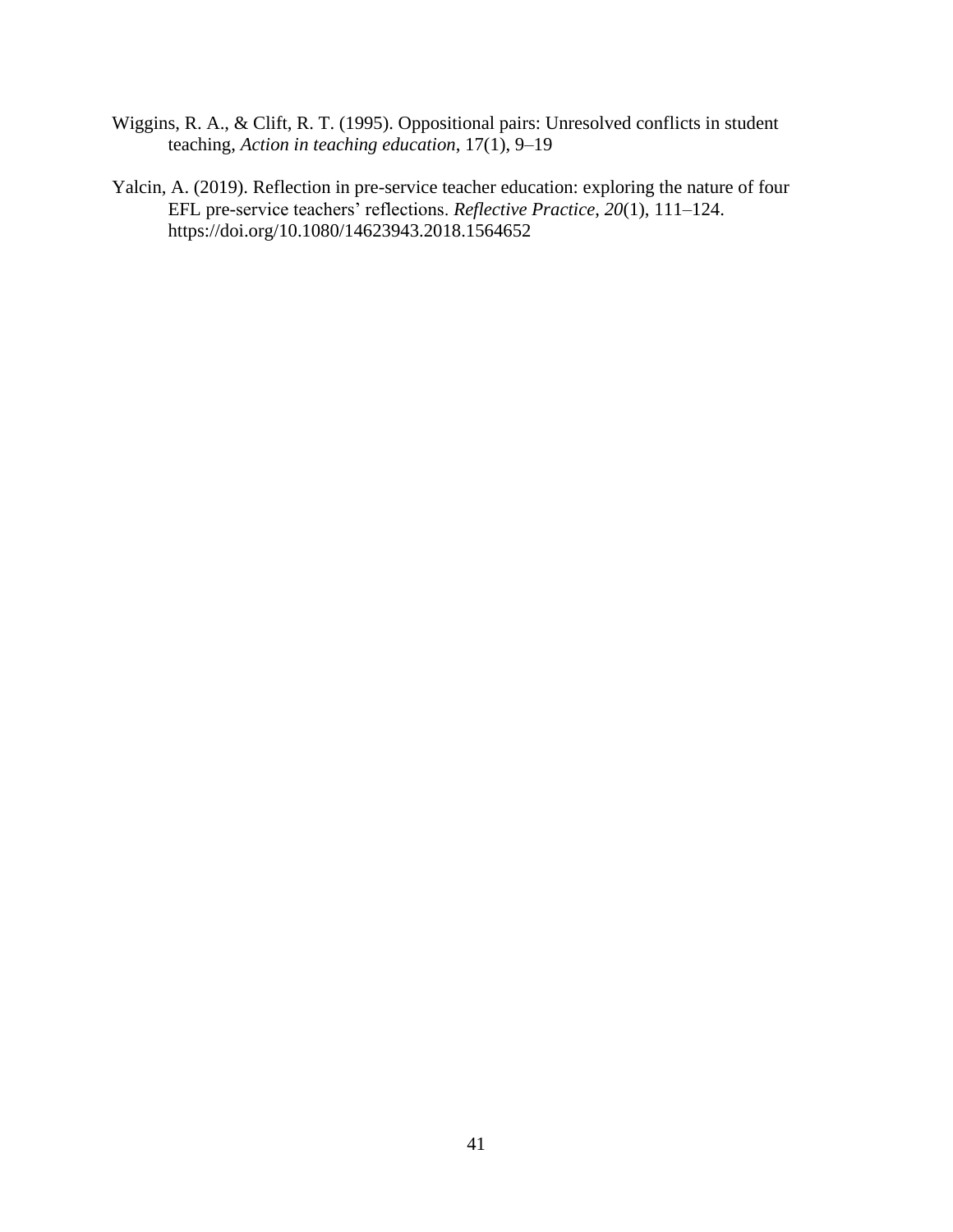Wiggins, R. A., & Clift, R. T. (1995). Oppositional pairs: Unresolved conflicts in student teaching, *Action in teaching education*, 17(1), 9–19

Yalcin, A. (2019). Reflection in pre-service teacher education: exploring the nature of four EFL pre-service teachers' reflections. *Reflective Practice*, *20*(1), 111–124. https://doi.org/10.1080/14623943.2018.1564652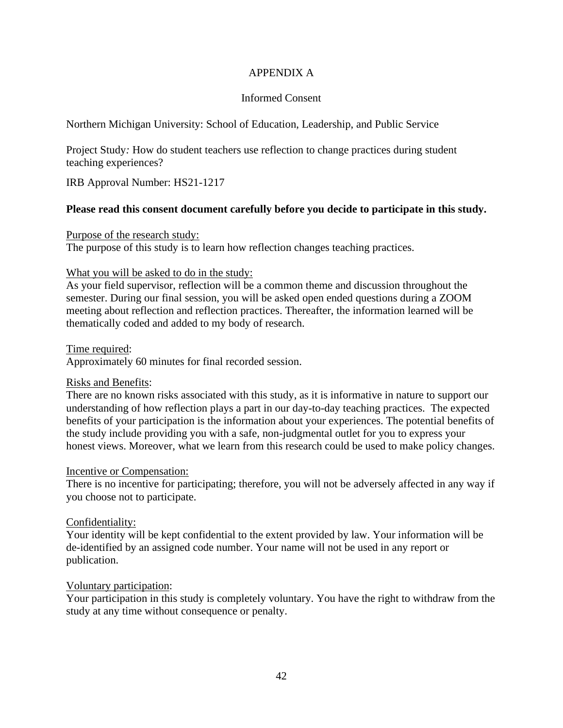# APPENDIX A

## Informed Consent

Northern Michigan University: School of Education, Leadership, and Public Service

Project Study*:* How do student teachers use reflection to change practices during student teaching experiences?

IRB Approval Number: HS21-1217

**Please read this consent document carefully before you decide to participate in this study.**

Purpose of the research study:
The purpose of this study is to learn how reflection changes teaching practices.

What you will be asked to do in the study:
As your field supervisor, reflection will be a common theme and discussion throughout the semester. During our final session, you will be asked open ended questions during a ZOOM meeting about reflection and reflection practices. Thereafter, the information learned will be thematically coded and added to my body of research.

Time required:
Approximately 60 minutes for final recorded session.

Risks and Benefits:
There are no known risks associated with this study, as it is informative in nature to support our understanding of how reflection plays a part in our day-to-day teaching practices. The expected benefits of your participation is the information about your experiences. The potential benefits of the study include providing you with a safe, non-judgmental outlet for you to express your honest views. Moreover, what we learn from this research could be used to make policy changes.

Incentive or Compensation:
There is no incentive for participating; therefore, you will not be adversely affected in any way if you choose not to participate.

Confidentiality:
Your identity will be kept confidential to the extent provided by law. Your information will be de-identified by an assigned code number. Your name will not be used in any report or publication.

Voluntary participation:
Your participation in this study is completely voluntary. You have the right to withdraw from the study at any time without consequence or penalty.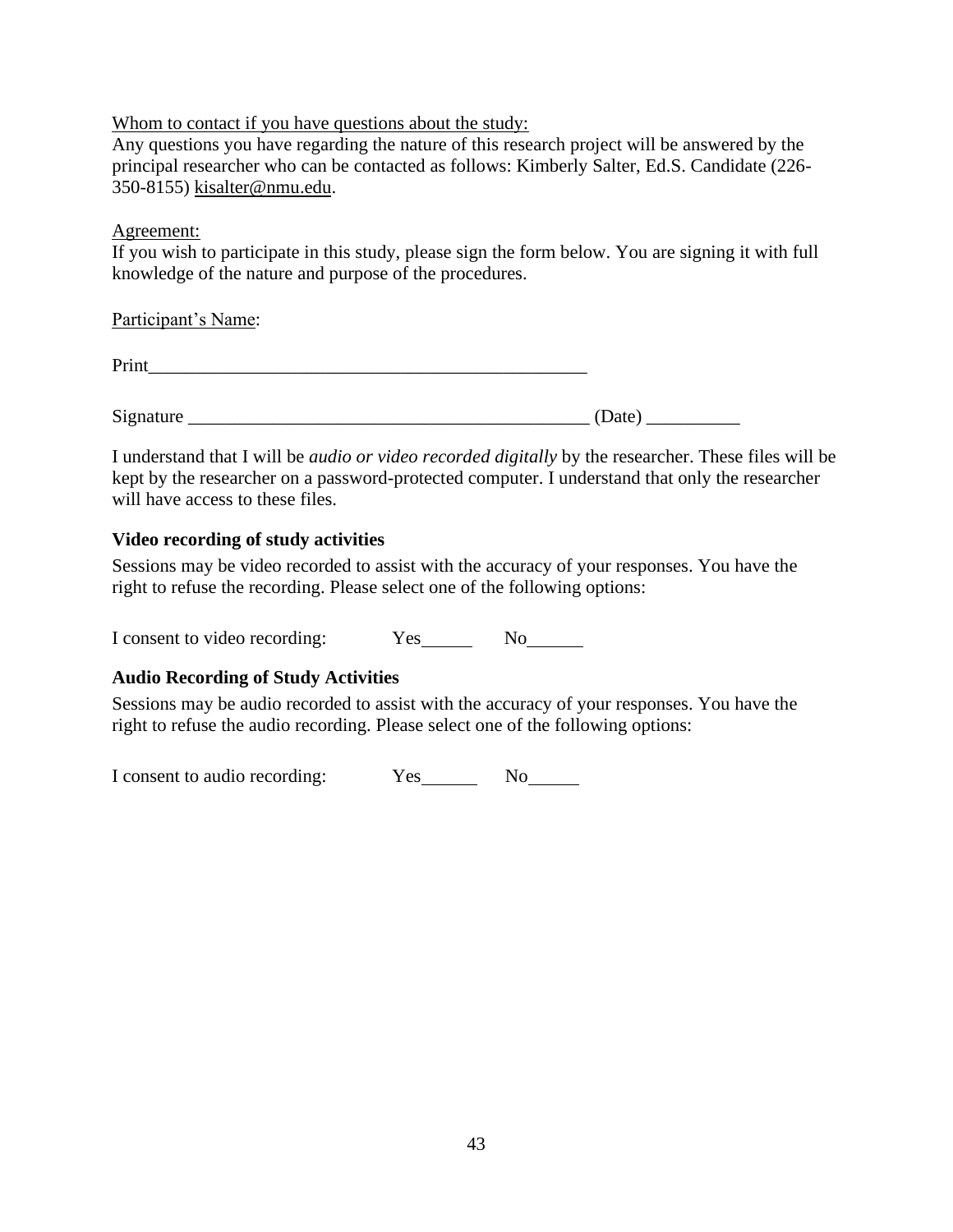Whom to contact if you have questions about the study:
Any questions you have regarding the nature of this research project will be answered by the principal researcher who can be contacted as follows: Kimberly Salter, Ed.S. Candidate (226-350-8155) kisalter@nmu.edu.

Agreement:
If you wish to participate in this study, please sign the form below. You are signing it with full knowledge of the nature and purpose of the procedures.

Participant's Name:

Print_________________________________________________

Signature ____________________________________________ (Date) __________

I understand that I will be *audio or video recorded digitally* by the researcher. These files will be kept by the researcher on a password-protected computer. I understand that only the researcher will have access to these files.

**Video recording of study activities**

Sessions may be video recorded to assist with the accuracy of your responses. You have the right to refuse the recording. Please select one of the following options:

I consent to video recording: Yes______ No______

**Audio Recording of Study Activities**

Sessions may be audio recorded to assist with the accuracy of your responses. You have the right to refuse the audio recording. Please select one of the following options:

I consent to audio recording: Yes______ No______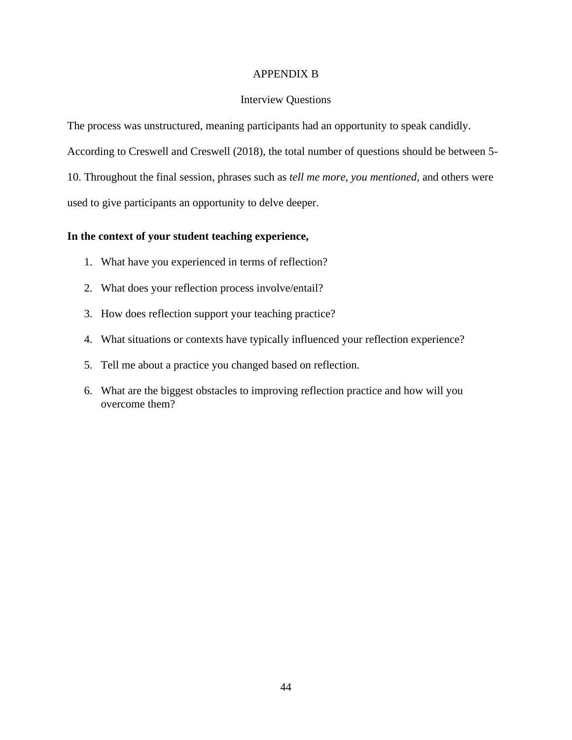# APPENDIX B

## Interview Questions

The process was unstructured, meaning participants had an opportunity to speak candidly. According to Creswell and Creswell (2018), the total number of questions should be between 5-10. Throughout the final session, phrases such as *tell me more*, *you mentioned*, and others were used to give participants an opportunity to delve deeper.

**In the context of your student teaching experience,**

1. What have you experienced in terms of reflection?
2. What does your reflection process involve/entail?
3. How does reflection support your teaching practice?
4. What situations or contexts have typically influenced your reflection experience?
5. Tell me about a practice you changed based on reflection.
6. What are the biggest obstacles to improving reflection practice and how will you overcome them?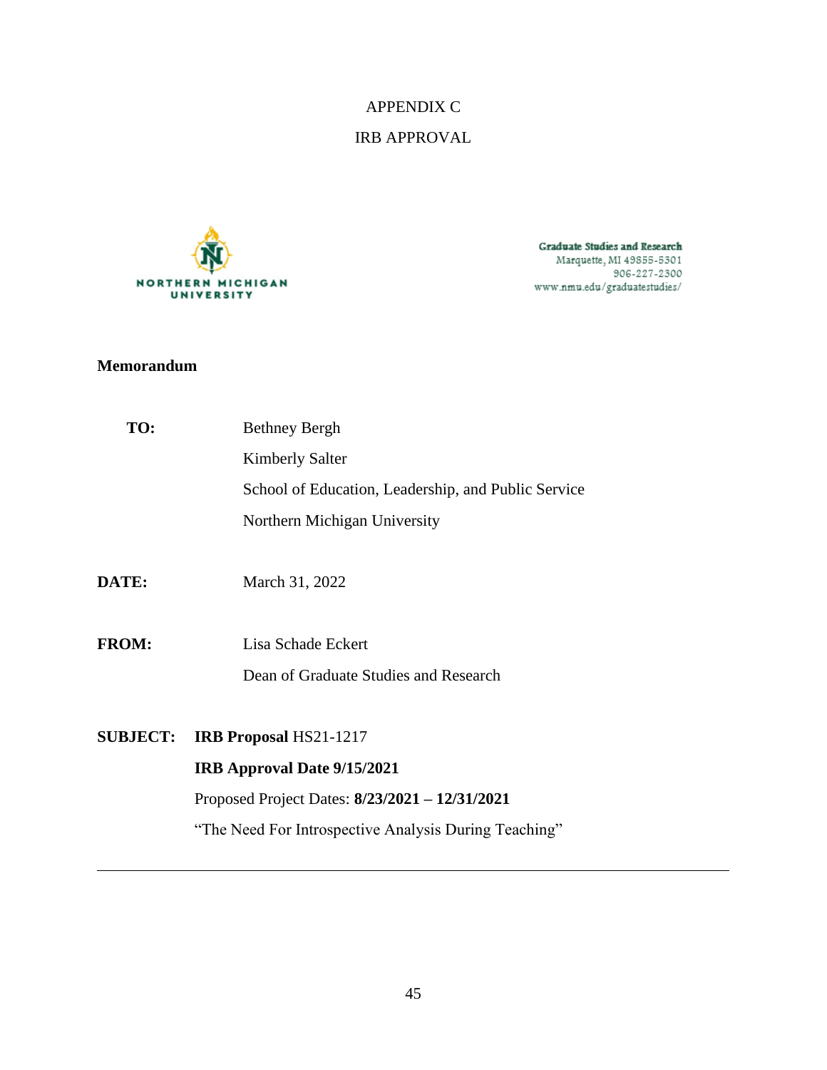# APPENDIX C

# IRB APPROVAL

NORTHERN MICHIGAN UNIVERSITY

**Graduate Studies and Research**
Marquette, MI 49855-5301
906-227-2300
www.nmu.edu/graduatestudies/

**Memorandum**

**TO:** Bethney Bergh
Kimberly Salter
School of Education, Leadership, and Public Service
Northern Michigan University

**DATE:** March 31, 2022

**FROM:** Lisa Schade Eckert
Dean of Graduate Studies and Research

**SUBJECT:** **IRB Proposal** HS21-1217
**IRB Approval Date 9/15/2021**
Proposed Project Dates: **8/23/2021 – 12/31/2021**
"The Need For Introspective Analysis During Teaching"

---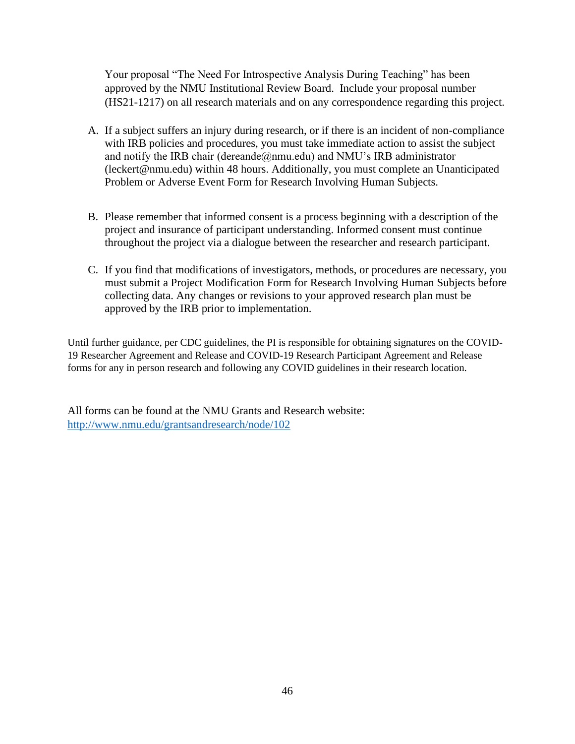Your proposal “The Need For Introspective Analysis During Teaching” has been approved by the NMU Institutional Review Board. Include your proposal number (HS21-1217) on all research materials and on any correspondence regarding this project.

A. If a subject suffers an injury during research, or if there is an incident of non-compliance with IRB policies and procedures, you must take immediate action to assist the subject and notify the IRB chair (dereande@nmu.edu) and NMU’s IRB administrator (leckert@nmu.edu) within 48 hours. Additionally, you must complete an Unanticipated Problem or Adverse Event Form for Research Involving Human Subjects.

B. Please remember that informed consent is a process beginning with a description of the project and insurance of participant understanding. Informed consent must continue throughout the project via a dialogue between the researcher and research participant.

C. If you find that modifications of investigators, methods, or procedures are necessary, you must submit a Project Modification Form for Research Involving Human Subjects before collecting data. Any changes or revisions to your approved research plan must be approved by the IRB prior to implementation.

Until further guidance, per CDC guidelines, the PI is responsible for obtaining signatures on the COVID-19 Researcher Agreement and Release and COVID-19 Research Participant Agreement and Release forms for any in person research and following any COVID guidelines in their research location.

All forms can be found at the NMU Grants and Research website: http://www.nmu.edu/grantsandresearch/node/102